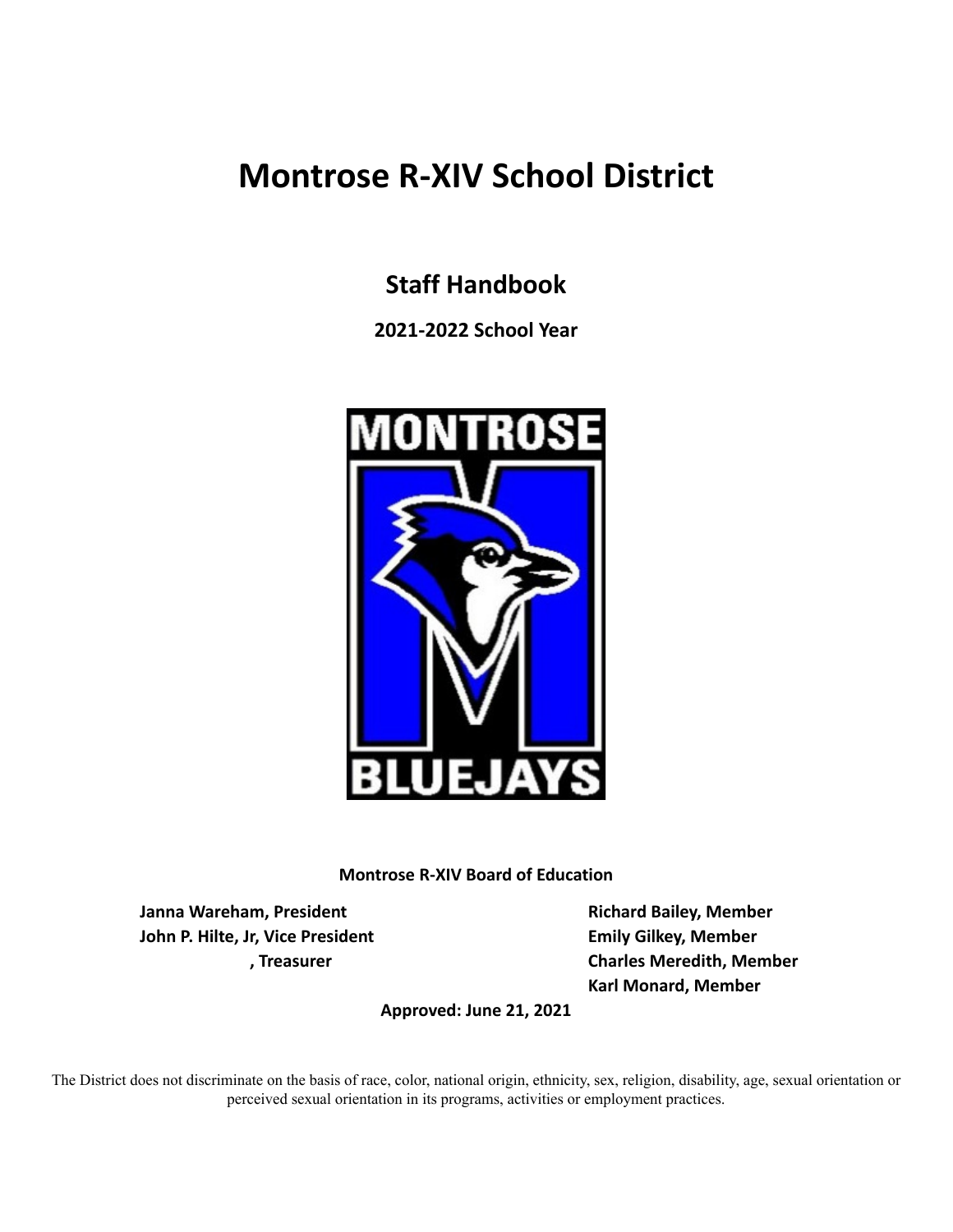# Montrose R-XIV School District

## Staff Handbook

**2021-2022 School Year**

**Montrose R-XIV Board of Education**

**Janna Wareham, President**
**John P. Hilte, Jr, Vice President**
**, Treasurer**

**Richard Bailey, Member**
**Emily Gilkey, Member**
**Charles Meredith, Member**
**Karl Monard, Member**

**Approved: June 21, 2021**

The District does not discriminate on the basis of race, color, national origin, ethnicity, sex, religion, disability, age, sexual orientation or perceived sexual orientation in its programs, activities or employment practices.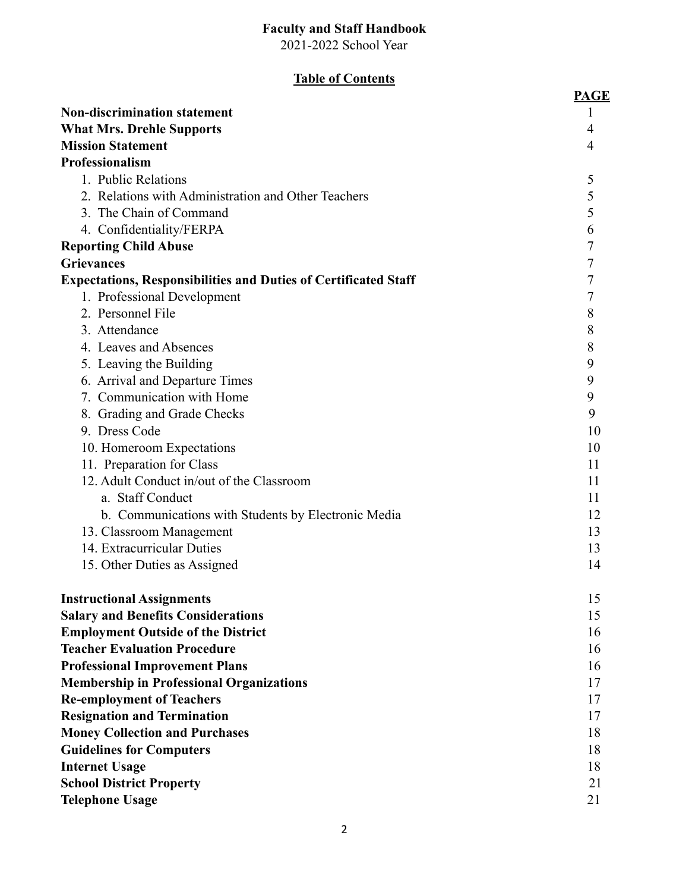**Faculty and Staff Handbook**
2021-2022 School Year

**Table of Contents**

| | PAGE |
|---|---|
| **Non-discrimination statement** | 1 |
| **What Mrs. Drehle Supports** | 4 |
| **Mission Statement** | 4 |
| **Professionalism** | |
| 1. Public Relations | 5 |
| 2. Relations with Administration and Other Teachers | 5 |
| 3. The Chain of Command | 5 |
| 4. Confidentiality/FERPA | 6 |
| **Reporting Child Abuse** | 7 |
| **Grievances** | 7 |
| **Expectations, Responsibilities and Duties of Certificated Staff** | 7 |
| 1. Professional Development | 7 |
| 2. Personnel File | 8 |
| 3. Attendance | 8 |
| 4. Leaves and Absences | 8 |
| 5. Leaving the Building | 9 |
| 6. Arrival and Departure Times | 9 |
| 7. Communication with Home | 9 |
| 8. Grading and Grade Checks | 9 |
| 9. Dress Code | 10 |
| 10. Homeroom Expectations | 10 |
| 11. Preparation for Class | 11 |
| 12. Adult Conduct in/out of the Classroom | 11 |
| a. Staff Conduct | 11 |
| b. Communications with Students by Electronic Media | 12 |
| 13. Classroom Management | 13 |
| 14. Extracurricular Duties | 13 |
| 15. Other Duties as Assigned | 14 |
| **Instructional Assignments** | 15 |
| **Salary and Benefits Considerations** | 15 |
| **Employment Outside of the District** | 16 |
| **Teacher Evaluation Procedure** | 16 |
| **Professional Improvement Plans** | 16 |
| **Membership in Professional Organizations** | 17 |
| **Re-employment of Teachers** | 17 |
| **Resignation and Termination** | 17 |
| **Money Collection and Purchases** | 18 |
| **Guidelines for Computers** | 18 |
| **Internet Usage** | 18 |
| **School District Property** | 21 |
| **Telephone Usage** | 21 |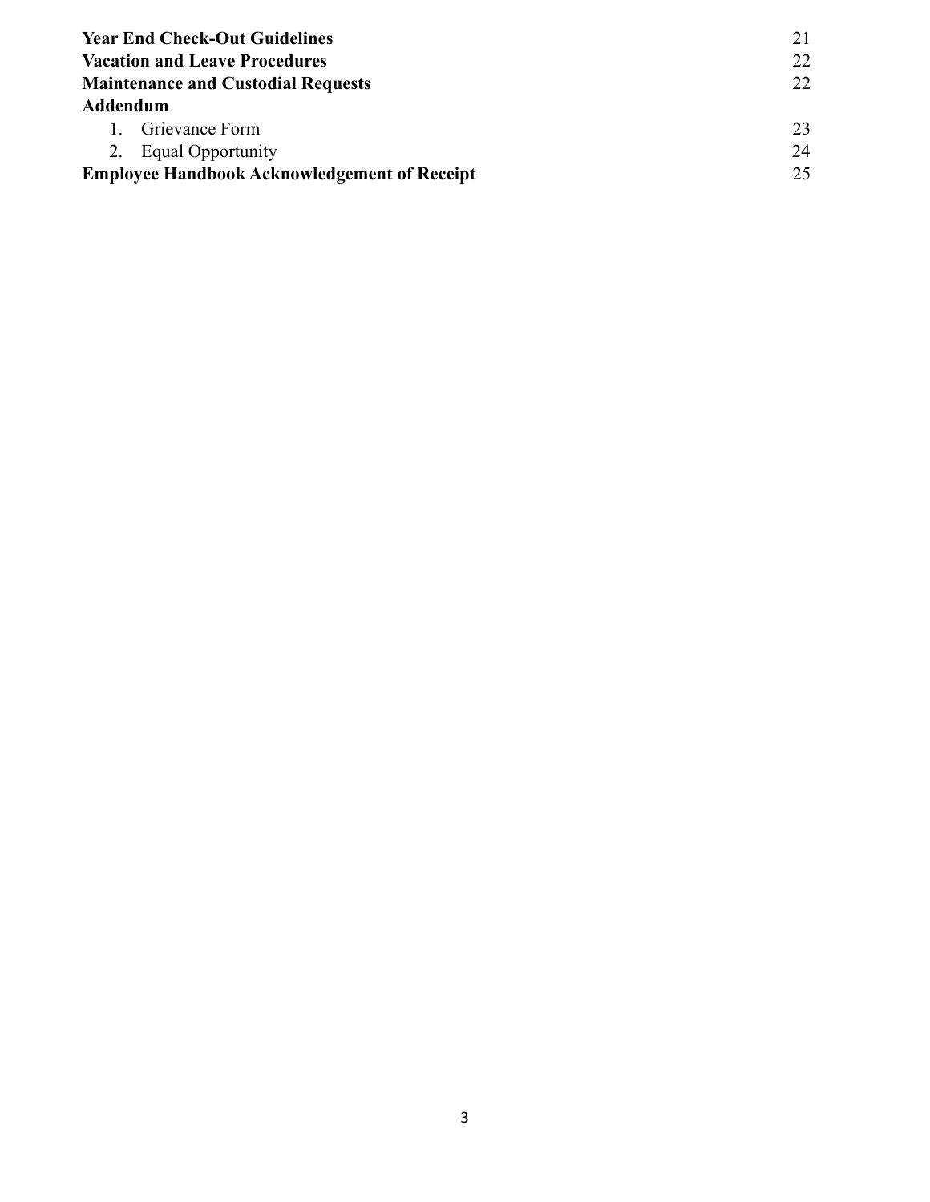| | |
|---|---|
| **Year End Check-Out Guidelines** | 21 |
| **Vacation and Leave Procedures** | 22 |
| **Maintenance and Custodial Requests** | 22 |
| **Addendum** | |
| 1. Grievance Form | 23 |
| 2. Equal Opportunity | 24 |
| **Employee Handbook Acknowledgement of Receipt** | 25 |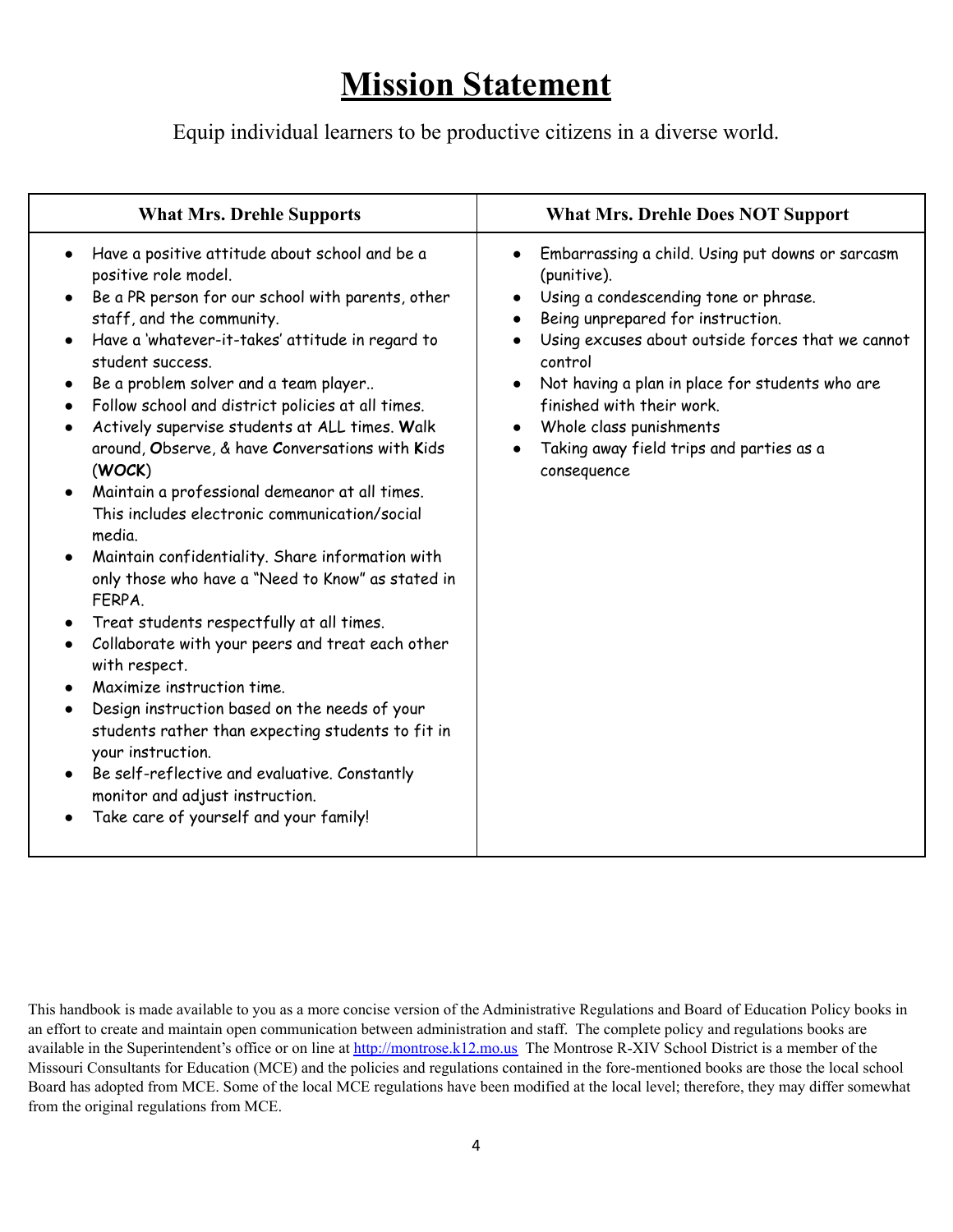# Mission Statement

Equip individual learners to be productive citizens in a diverse world.

| What Mrs. Drehle Supports | What Mrs. Drehle Does NOT Support |
|---|---|
| • Have a positive attitude about school and be a positive role model.<br>• Be a PR person for our school with parents, other staff, and the community.<br>• Have a 'whatever-it-takes' attitude in regard to student success.<br>• Be a problem solver and a team player..<br>• Follow school and district policies at all times.<br>• Actively supervise students at ALL times. **W**alk around, **O**bserve, & have **C**onversations with **K**ids (***WOCK***)<br>• Maintain a professional demeanor at all times. This includes electronic communication/social media.<br>• Maintain confidentiality. Share information with only those who have a "Need to Know" as stated in FERPA.<br>• Treat students respectfully at all times.<br>• Collaborate with your peers and treat each other with respect.<br>• Maximize instruction time.<br>• Design instruction based on the needs of your students rather than expecting students to fit in your instruction.<br>• Be self-reflective and evaluative. Constantly monitor and adjust instruction.<br>• Take care of yourself and your family! | • Embarrassing a child. Using put downs or sarcasm (punitive).<br>• Using a condescending tone or phrase.<br>• Being unprepared for instruction.<br>• Using excuses about outside forces that we cannot control<br>• Not having a plan in place for students who are finished with their work.<br>• Whole class punishments<br>• Taking away field trips and parties as a consequence |

This handbook is made available to you as a more concise version of the Administrative Regulations and Board of Education Policy books in an effort to create and maintain open communication between administration and staff. The complete policy and regulations books are available in the Superintendent's office or on line at [http://montrose.k12.mo.us](http://montrose.k12.mo.us) The Montrose R-XIV School District is a member of the Missouri Consultants for Education (MCE) and the policies and regulations contained in the fore-mentioned books are those the local school Board has adopted from MCE. Some of the local MCE regulations have been modified at the local level; therefore, they may differ somewhat from the original regulations from MCE.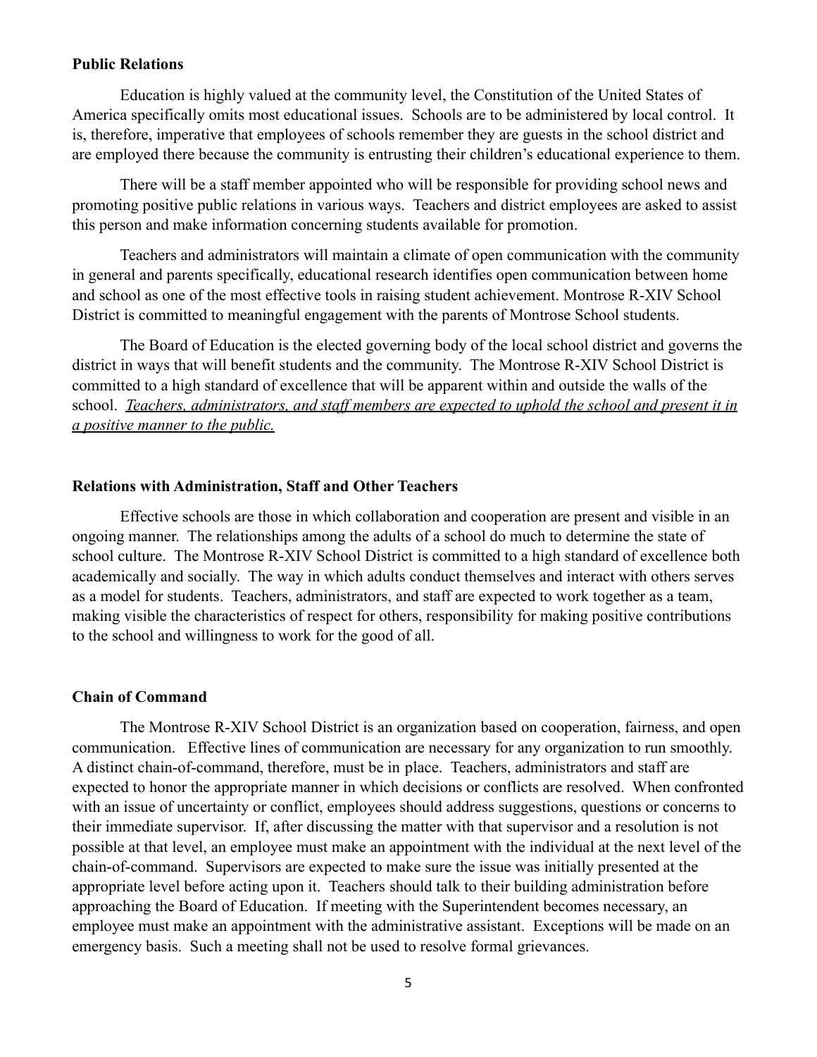**Public Relations**

Education is highly valued at the community level, the Constitution of the United States of America specifically omits most educational issues. Schools are to be administered by local control. It is, therefore, imperative that employees of schools remember they are guests in the school district and are employed there because the community is entrusting their children's educational experience to them.

There will be a staff member appointed who will be responsible for providing school news and promoting positive public relations in various ways. Teachers and district employees are asked to assist this person and make information concerning students available for promotion.

Teachers and administrators will maintain a climate of open communication with the community in general and parents specifically, educational research identifies open communication between home and school as one of the most effective tools in raising student achievement. Montrose R-XIV School District is committed to meaningful engagement with the parents of Montrose School students.

The Board of Education is the elected governing body of the local school district and governs the district in ways that will benefit students and the community. The Montrose R-XIV School District is committed to a high standard of excellence that will be apparent within and outside the walls of the school. <u>*Teachers, administrators, and staff members are expected to uphold the school and present it in a positive manner to the public.*</u>

**Relations with Administration, Staff and Other Teachers**

Effective schools are those in which collaboration and cooperation are present and visible in an ongoing manner. The relationships among the adults of a school do much to determine the state of school culture. The Montrose R-XIV School District is committed to a high standard of excellence both academically and socially. The way in which adults conduct themselves and interact with others serves as a model for students. Teachers, administrators, and staff are expected to work together as a team, making visible the characteristics of respect for others, responsibility for making positive contributions to the school and willingness to work for the good of all.

**Chain of Command**

The Montrose R-XIV School District is an organization based on cooperation, fairness, and open communication. Effective lines of communication are necessary for any organization to run smoothly. A distinct chain-of-command, therefore, must be in place. Teachers, administrators and staff are expected to honor the appropriate manner in which decisions or conflicts are resolved. When confronted with an issue of uncertainty or conflict, employees should address suggestions, questions or concerns to their immediate supervisor. If, after discussing the matter with that supervisor and a resolution is not possible at that level, an employee must make an appointment with the individual at the next level of the chain-of-command. Supervisors are expected to make sure the issue was initially presented at the appropriate level before acting upon it. Teachers should talk to their building administration before approaching the Board of Education. If meeting with the Superintendent becomes necessary, an employee must make an appointment with the administrative assistant. Exceptions will be made on an emergency basis. Such a meeting shall not be used to resolve formal grievances.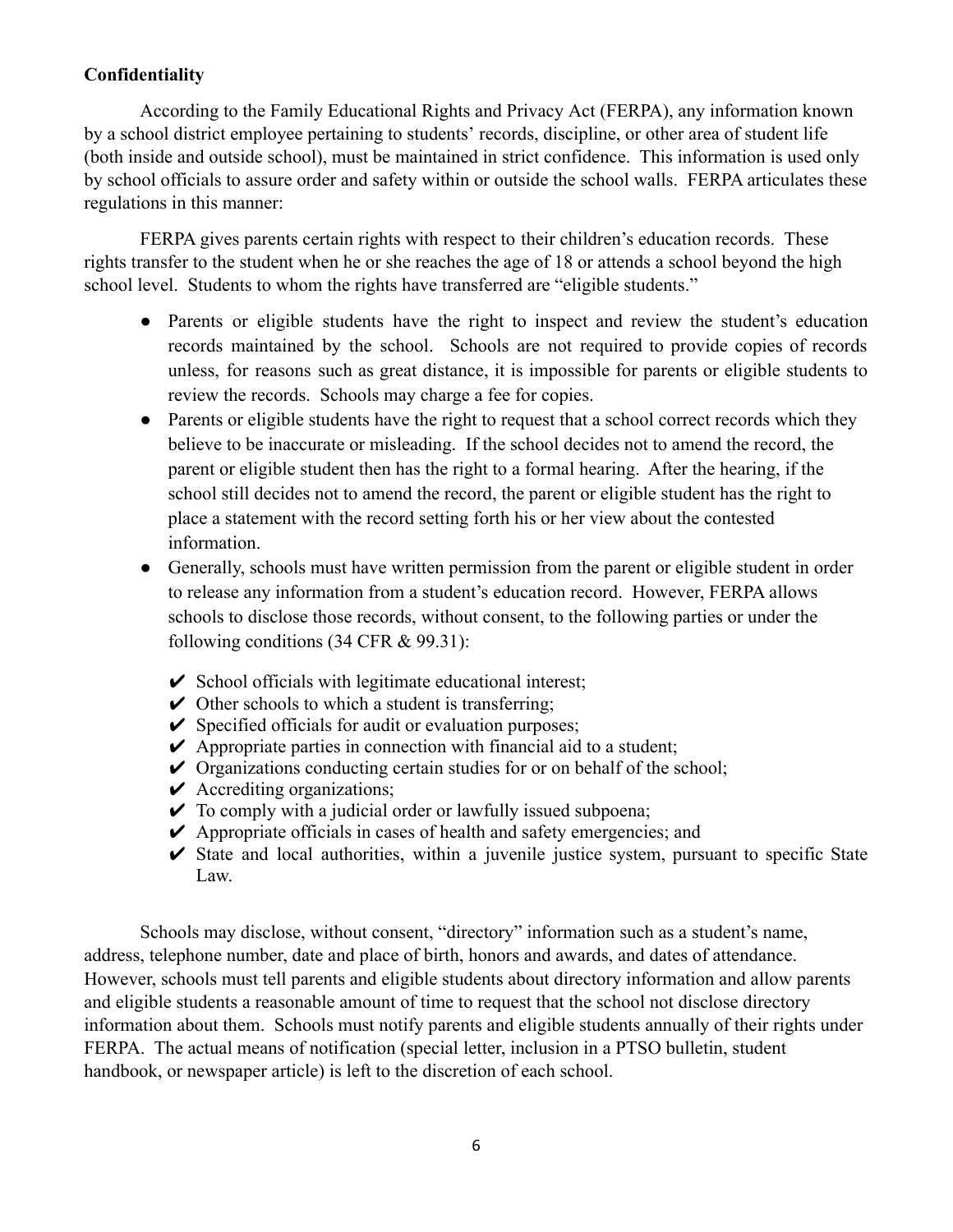**Confidentiality**

According to the Family Educational Rights and Privacy Act (FERPA), any information known by a school district employee pertaining to students' records, discipline, or other area of student life (both inside and outside school), must be maintained in strict confidence. This information is used only by school officials to assure order and safety within or outside the school walls. FERPA articulates these regulations in this manner:

FERPA gives parents certain rights with respect to their children's education records. These rights transfer to the student when he or she reaches the age of 18 or attends a school beyond the high school level. Students to whom the rights have transferred are "eligible students."

- Parents or eligible students have the right to inspect and review the student's education records maintained by the school. Schools are not required to provide copies of records unless, for reasons such as great distance, it is impossible for parents or eligible students to review the records. Schools may charge a fee for copies.
- Parents or eligible students have the right to request that a school correct records which they believe to be inaccurate or misleading. If the school decides not to amend the record, the parent or eligible student then has the right to a formal hearing. After the hearing, if the school still decides not to amend the record, the parent or eligible student has the right to place a statement with the record setting forth his or her view about the contested information.
- Generally, schools must have written permission from the parent or eligible student in order to release any information from a student's education record. However, FERPA allows schools to disclose those records, without consent, to the following parties or under the following conditions (34 CFR & 99.31):
  - ✔ School officials with legitimate educational interest;
  - ✔ Other schools to which a student is transferring;
  - ✔ Specified officials for audit or evaluation purposes;
  - ✔ Appropriate parties in connection with financial aid to a student;
  - ✔ Organizations conducting certain studies for or on behalf of the school;
  - ✔ Accrediting organizations;
  - ✔ To comply with a judicial order or lawfully issued subpoena;
  - ✔ Appropriate officials in cases of health and safety emergencies; and
  - ✔ State and local authorities, within a juvenile justice system, pursuant to specific State Law.

Schools may disclose, without consent, "directory" information such as a student's name, address, telephone number, date and place of birth, honors and awards, and dates of attendance. However, schools must tell parents and eligible students about directory information and allow parents and eligible students a reasonable amount of time to request that the school not disclose directory information about them. Schools must notify parents and eligible students annually of their rights under FERPA. The actual means of notification (special letter, inclusion in a PTSO bulletin, student handbook, or newspaper article) is left to the discretion of each school.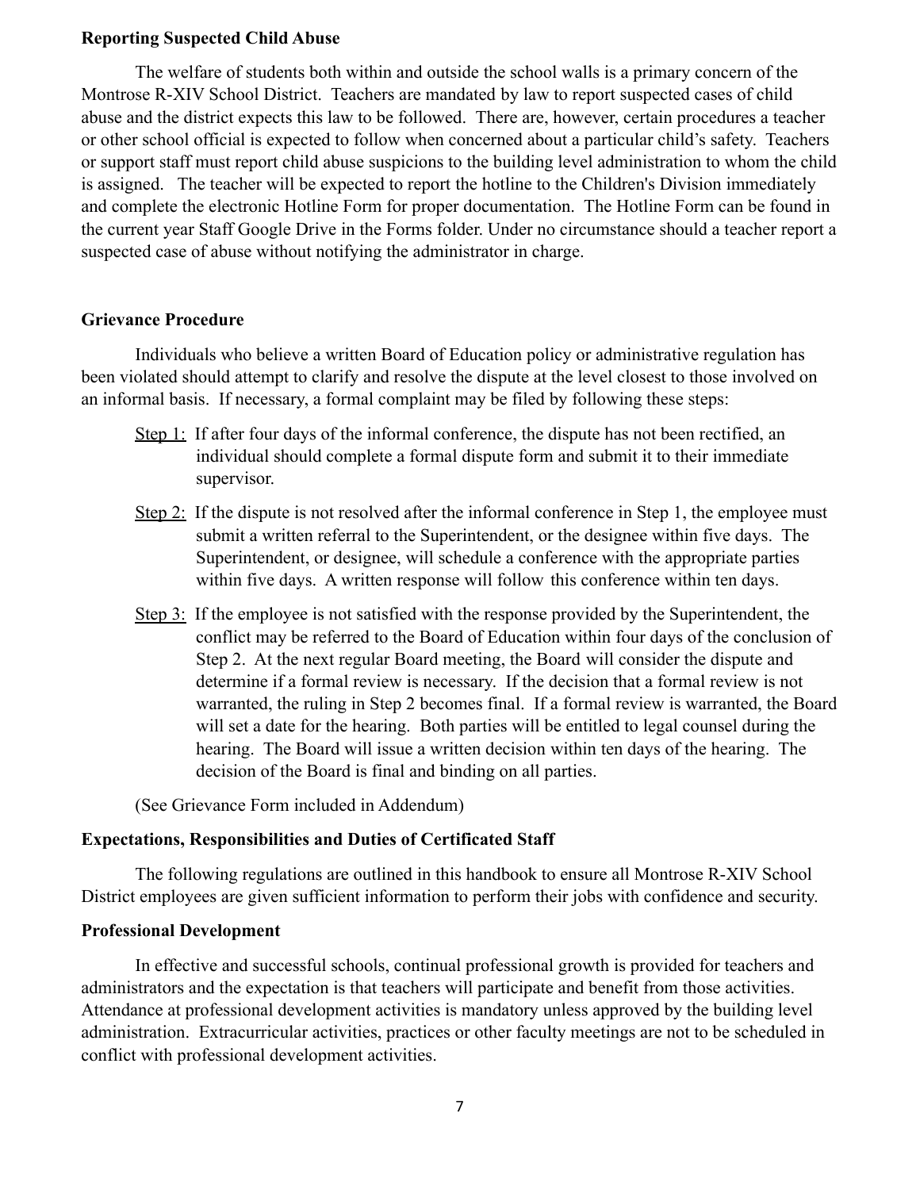**Reporting Suspected Child Abuse**

The welfare of students both within and outside the school walls is a primary concern of the Montrose R-XIV School District. Teachers are mandated by law to report suspected cases of child abuse and the district expects this law to be followed. There are, however, certain procedures a teacher or other school official is expected to follow when concerned about a particular child's safety. Teachers or support staff must report child abuse suspicions to the building level administration to whom the child is assigned. The teacher will be expected to report the hotline to the Children's Division immediately and complete the electronic Hotline Form for proper documentation. The Hotline Form can be found in the current year Staff Google Drive in the Forms folder. Under no circumstance should a teacher report a suspected case of abuse without notifying the administrator in charge.

**Grievance Procedure**

Individuals who believe a written Board of Education policy or administrative regulation has been violated should attempt to clarify and resolve the dispute at the level closest to those involved on an informal basis. If necessary, a formal complaint may be filed by following these steps:

Step 1: If after four days of the informal conference, the dispute has not been rectified, an individual should complete a formal dispute form and submit it to their immediate supervisor.

Step 2: If the dispute is not resolved after the informal conference in Step 1, the employee must submit a written referral to the Superintendent, or the designee within five days. The Superintendent, or designee, will schedule a conference with the appropriate parties within five days. A written response will follow this conference within ten days.

Step 3: If the employee is not satisfied with the response provided by the Superintendent, the conflict may be referred to the Board of Education within four days of the conclusion of Step 2. At the next regular Board meeting, the Board will consider the dispute and determine if a formal review is necessary. If the decision that a formal review is not warranted, the ruling in Step 2 becomes final. If a formal review is warranted, the Board will set a date for the hearing. Both parties will be entitled to legal counsel during the hearing. The Board will issue a written decision within ten days of the hearing. The decision of the Board is final and binding on all parties.

(See Grievance Form included in Addendum)

**Expectations, Responsibilities and Duties of Certificated Staff**

The following regulations are outlined in this handbook to ensure all Montrose R-XIV School District employees are given sufficient information to perform their jobs with confidence and security.

**Professional Development**

In effective and successful schools, continual professional growth is provided for teachers and administrators and the expectation is that teachers will participate and benefit from those activities. Attendance at professional development activities is mandatory unless approved by the building level administration. Extracurricular activities, practices or other faculty meetings are not to be scheduled in conflict with professional development activities.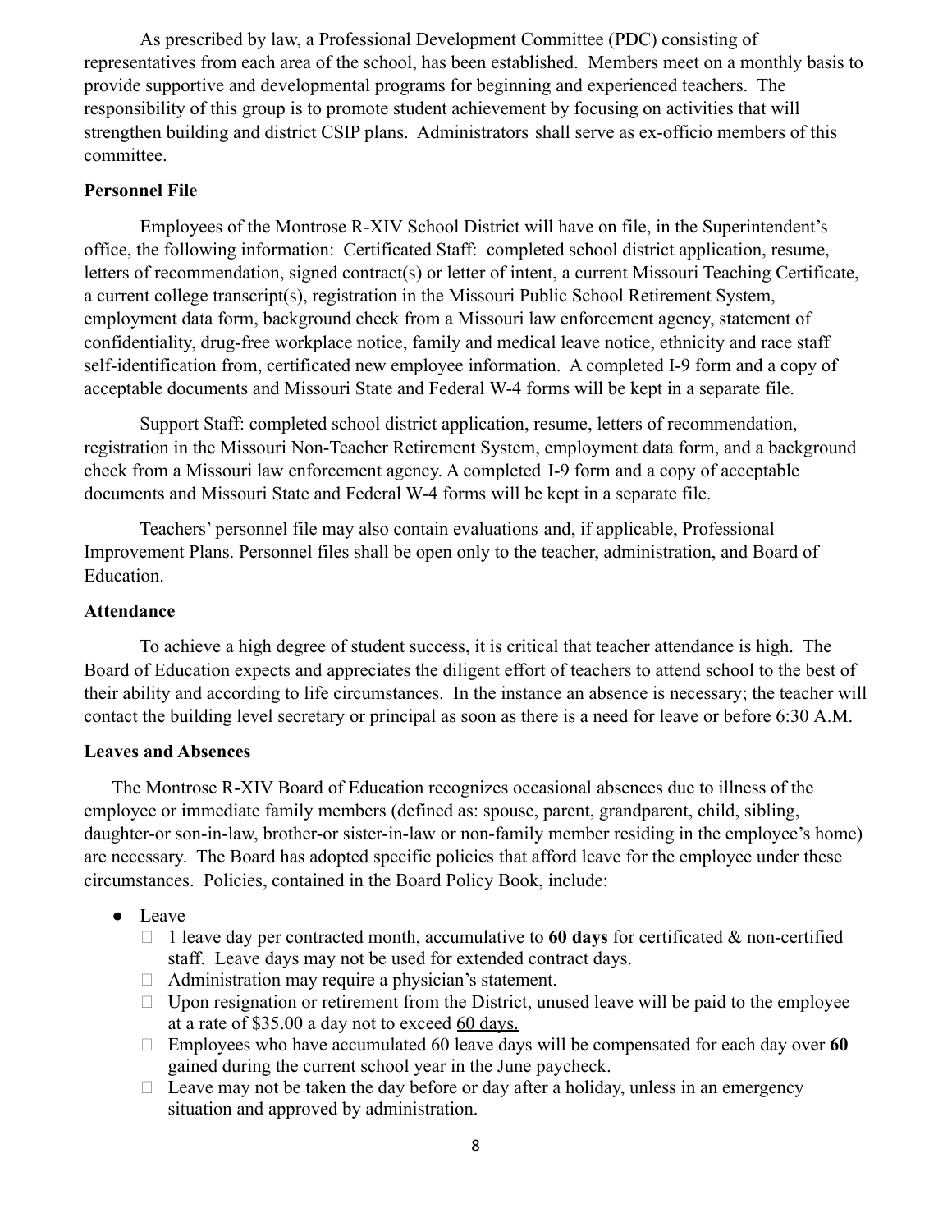As prescribed by law, a Professional Development Committee (PDC) consisting of representatives from each area of the school, has been established. Members meet on a monthly basis to provide supportive and developmental programs for beginning and experienced teachers. The responsibility of this group is to promote student achievement by focusing on activities that will strengthen building and district CSIP plans. Administrators shall serve as ex-officio members of this committee.

**Personnel File**

Employees of the Montrose R-XIV School District will have on file, in the Superintendent's office, the following information: Certificated Staff: completed school district application, resume, letters of recommendation, signed contract(s) or letter of intent, a current Missouri Teaching Certificate, a current college transcript(s), registration in the Missouri Public School Retirement System, employment data form, background check from a Missouri law enforcement agency, statement of confidentiality, drug-free workplace notice, family and medical leave notice, ethnicity and race staff self-identification from, certificated new employee information. A completed I-9 form and a copy of acceptable documents and Missouri State and Federal W-4 forms will be kept in a separate file.

Support Staff: completed school district application, resume, letters of recommendation, registration in the Missouri Non-Teacher Retirement System, employment data form, and a background check from a Missouri law enforcement agency. A completed I-9 form and a copy of acceptable documents and Missouri State and Federal W-4 forms will be kept in a separate file.

Teachers' personnel file may also contain evaluations and, if applicable, Professional Improvement Plans. Personnel files shall be open only to the teacher, administration, and Board of Education.

**Attendance**

To achieve a high degree of student success, it is critical that teacher attendance is high. The Board of Education expects and appreciates the diligent effort of teachers to attend school to the best of their ability and according to life circumstances. In the instance an absence is necessary; the teacher will contact the building level secretary or principal as soon as there is a need for leave or before 6:30 A.M.

**Leaves and Absences**

The Montrose R-XIV Board of Education recognizes occasional absences due to illness of the employee or immediate family members (defined as: spouse, parent, grandparent, child, sibling, daughter-or son-in-law, brother-or sister-in-law or non-family member residing in the employee's home) are necessary. The Board has adopted specific policies that afford leave for the employee under these circumstances. Policies, contained in the Board Policy Book, include:

- Leave
  - 1 leave day per contracted month, accumulative to **60 days** for certificated & non-certified staff. Leave days may not be used for extended contract days.
  - Administration may require a physician's statement.
  - Upon resignation or retirement from the District, unused leave will be paid to the employee at a rate of $35.00 a day not to exceed <u>60 days.</u>
  - Employees who have accumulated 60 leave days will be compensated for each day over **60** gained during the current school year in the June paycheck.
  - Leave may not be taken the day before or day after a holiday, unless in an emergency situation and approved by administration.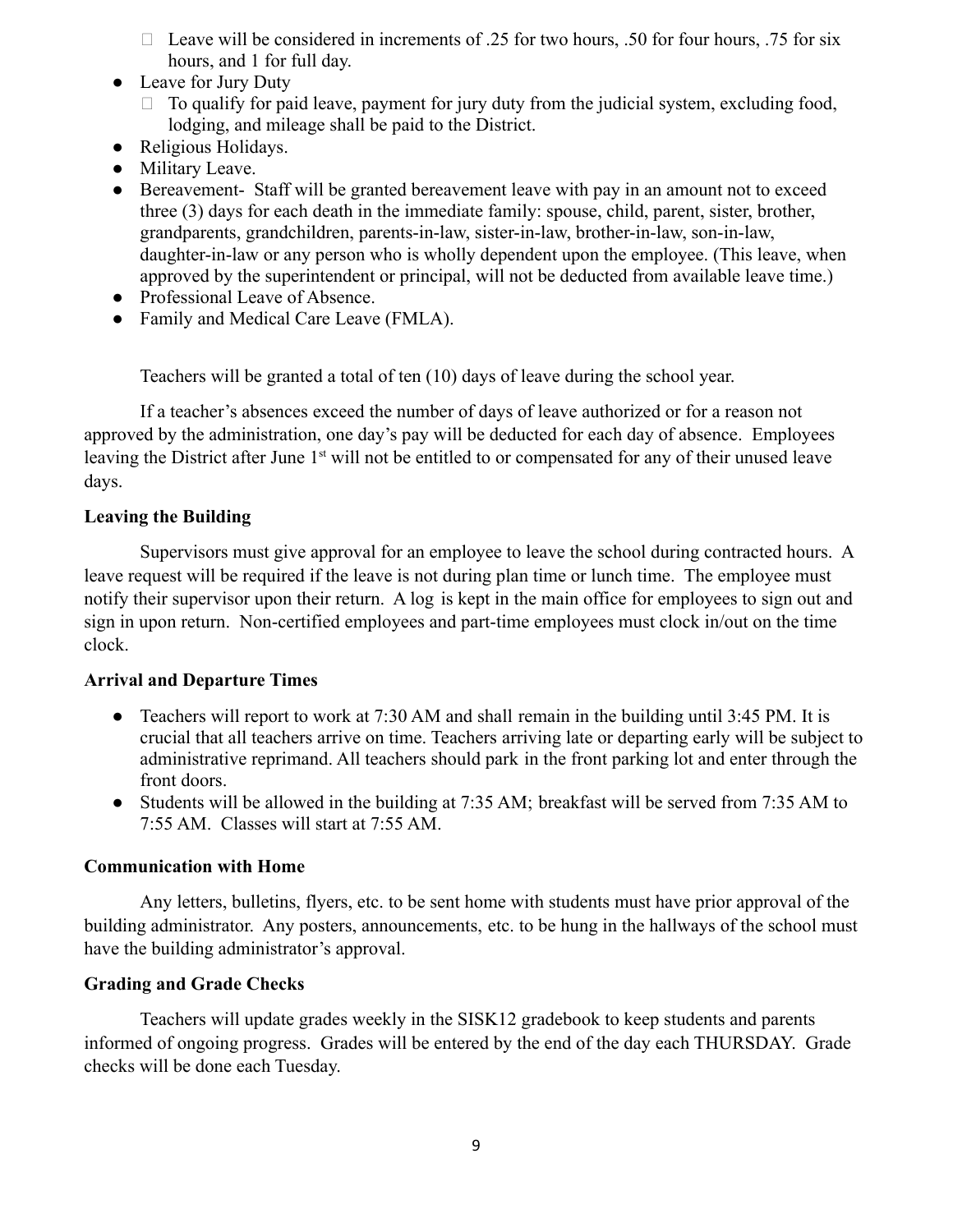- Leave will be considered in increments of .25 for two hours, .50 for four hours, .75 for six hours, and 1 for full day.
- Leave for Jury Duty
  - To qualify for paid leave, payment for jury duty from the judicial system, excluding food, lodging, and mileage shall be paid to the District.
- Religious Holidays.
- Military Leave.
- Bereavement- Staff will be granted bereavement leave with pay in an amount not to exceed three (3) days for each death in the immediate family: spouse, child, parent, sister, brother, grandparents, grandchildren, parents-in-law, sister-in-law, brother-in-law, son-in-law, daughter-in-law or any person who is wholly dependent upon the employee. (This leave, when approved by the superintendent or principal, will not be deducted from available leave time.)
- Professional Leave of Absence.
- Family and Medical Care Leave (FMLA).

Teachers will be granted a total of ten (10) days of leave during the school year.

If a teacher's absences exceed the number of days of leave authorized or for a reason not approved by the administration, one day's pay will be deducted for each day of absence. Employees leaving the District after June 1st will not be entitled to or compensated for any of their unused leave days.

**Leaving the Building**

Supervisors must give approval for an employee to leave the school during contracted hours. A leave request will be required if the leave is not during plan time or lunch time. The employee must notify their supervisor upon their return. A log is kept in the main office for employees to sign out and sign in upon return. Non-certified employees and part-time employees must clock in/out on the time clock.

**Arrival and Departure Times**

- Teachers will report to work at 7:30 AM and shall remain in the building until 3:45 PM. It is crucial that all teachers arrive on time. Teachers arriving late or departing early will be subject to administrative reprimand. All teachers should park in the front parking lot and enter through the front doors.
- Students will be allowed in the building at 7:35 AM; breakfast will be served from 7:35 AM to 7:55 AM. Classes will start at 7:55 AM.

**Communication with Home**

Any letters, bulletins, flyers, etc. to be sent home with students must have prior approval of the building administrator. Any posters, announcements, etc. to be hung in the hallways of the school must have the building administrator's approval.

**Grading and Grade Checks**

Teachers will update grades weekly in the SISK12 gradebook to keep students and parents informed of ongoing progress. Grades will be entered by the end of the day each THURSDAY. Grade checks will be done each Tuesday.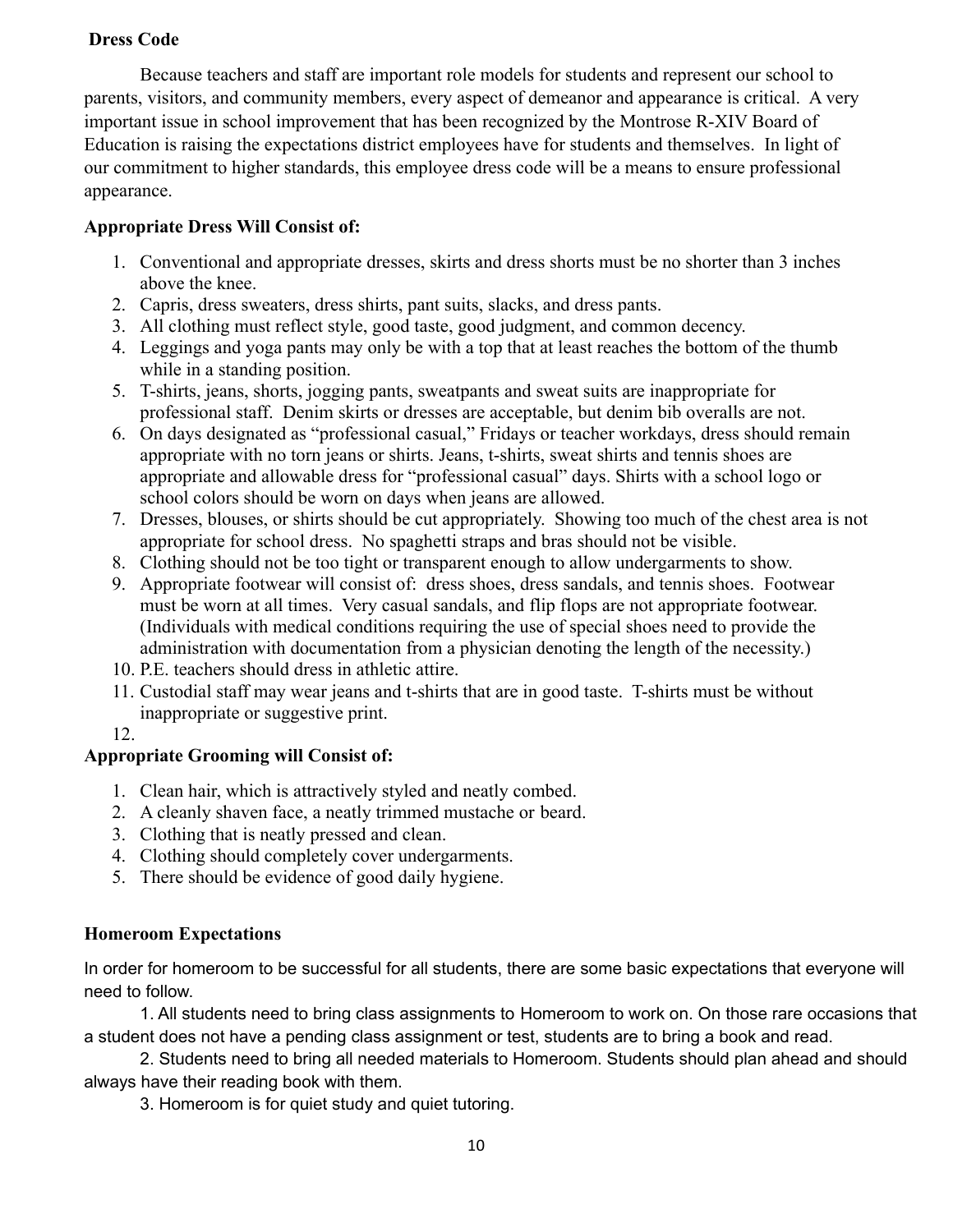## Dress Code

Because teachers and staff are important role models for students and represent our school to parents, visitors, and community members, every aspect of demeanor and appearance is critical. A very important issue in school improvement that has been recognized by the Montrose R-XIV Board of Education is raising the expectations district employees have for students and themselves. In light of our commitment to higher standards, this employee dress code will be a means to ensure professional appearance.

### Appropriate Dress Will Consist of:

1. Conventional and appropriate dresses, skirts and dress shorts must be no shorter than 3 inches above the knee.
2. Capris, dress sweaters, dress shirts, pant suits, slacks, and dress pants.
3. All clothing must reflect style, good taste, good judgment, and common decency.
4. Leggings and yoga pants may only be with a top that at least reaches the bottom of the thumb while in a standing position.
5. T-shirts, jeans, shorts, jogging pants, sweatpants and sweat suits are inappropriate for professional staff. Denim skirts or dresses are acceptable, but denim bib overalls are not.
6. On days designated as "professional casual," Fridays or teacher workdays, dress should remain appropriate with no torn jeans or shirts. Jeans, t-shirts, sweat shirts and tennis shoes are appropriate and allowable dress for "professional casual" days. Shirts with a school logo or school colors should be worn on days when jeans are allowed.
7. Dresses, blouses, or shirts should be cut appropriately. Showing too much of the chest area is not appropriate for school dress. No spaghetti straps and bras should not be visible.
8. Clothing should not be too tight or transparent enough to allow undergarments to show.
9. Appropriate footwear will consist of: dress shoes, dress sandals, and tennis shoes. Footwear must be worn at all times. Very casual sandals, and flip flops are not appropriate footwear. (Individuals with medical conditions requiring the use of special shoes need to provide the administration with documentation from a physician denoting the length of the necessity.)
10. P.E. teachers should dress in athletic attire.
11. Custodial staff may wear jeans and t-shirts that are in good taste. T-shirts must be without inappropriate or suggestive print.
12. 

### Appropriate Grooming will Consist of:

1. Clean hair, which is attractively styled and neatly combed.
2. A cleanly shaven face, a neatly trimmed mustache or beard.
3. Clothing that is neatly pressed and clean.
4. Clothing should completely cover undergarments.
5. There should be evidence of good daily hygiene.

## Homeroom Expectations

In order for homeroom to be successful for all students, there are some basic expectations that everyone will need to follow.

1. All students need to bring class assignments to Homeroom to work on. On those rare occasions that a student does not have a pending class assignment or test, students are to bring a book and read.

2. Students need to bring all needed materials to Homeroom. Students should plan ahead and should always have their reading book with them.

3. Homeroom is for quiet study and quiet tutoring.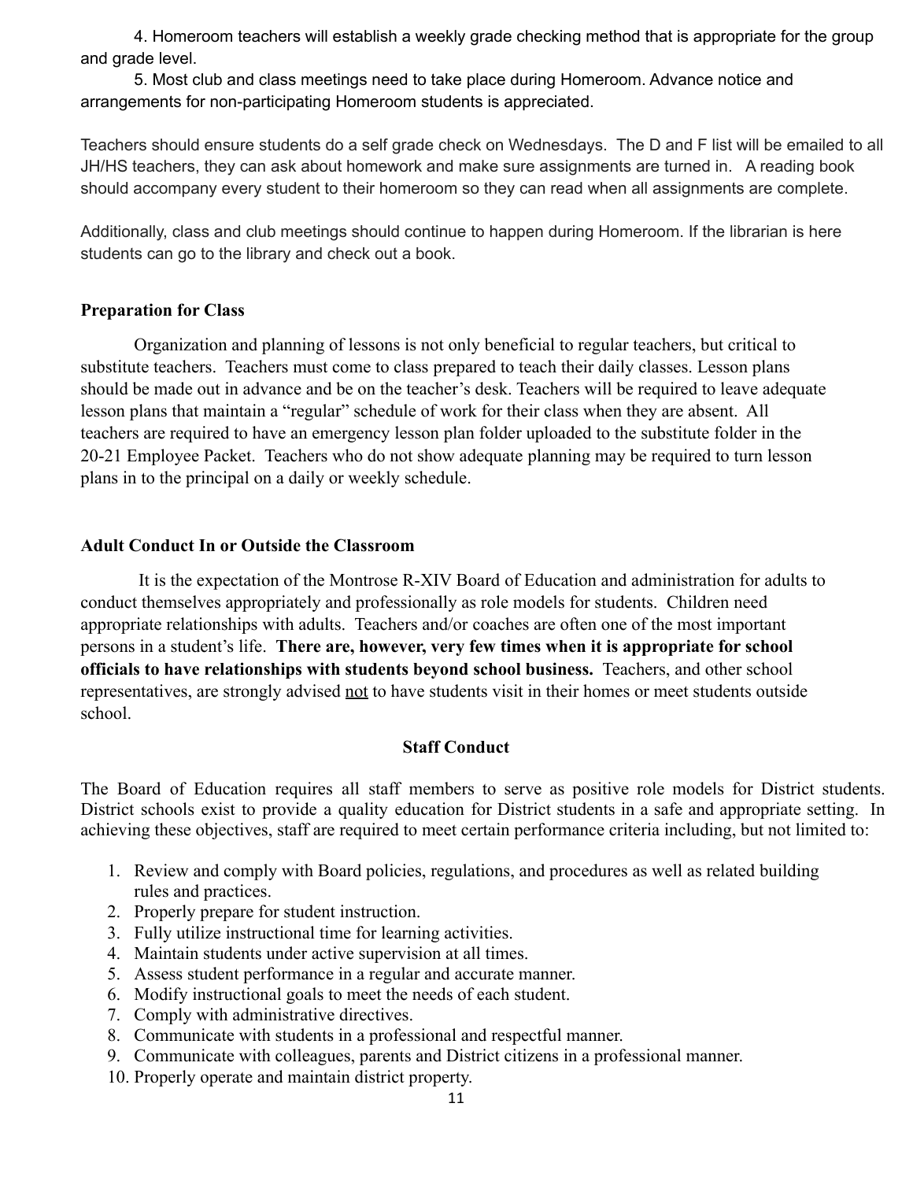4. Homeroom teachers will establish a weekly grade checking method that is appropriate for the group and grade level.

5. Most club and class meetings need to take place during Homeroom. Advance notice and arrangements for non-participating Homeroom students is appreciated.

Teachers should ensure students do a self grade check on Wednesdays. The D and F list will be emailed to all JH/HS teachers, they can ask about homework and make sure assignments are turned in. A reading book should accompany every student to their homeroom so they can read when all assignments are complete.

Additionally, class and club meetings should continue to happen during Homeroom. If the librarian is here students can go to the library and check out a book.

### Preparation for Class

Organization and planning of lessons is not only beneficial to regular teachers, but critical to substitute teachers. Teachers must come to class prepared to teach their daily classes. Lesson plans should be made out in advance and be on the teacher's desk. Teachers will be required to leave adequate lesson plans that maintain a "regular" schedule of work for their class when they are absent. All teachers are required to have an emergency lesson plan folder uploaded to the substitute folder in the 20-21 Employee Packet. Teachers who do not show adequate planning may be required to turn lesson plans in to the principal on a daily or weekly schedule.

### Adult Conduct In or Outside the Classroom

It is the expectation of the Montrose R-XIV Board of Education and administration for adults to conduct themselves appropriately and professionally as role models for students. Children need appropriate relationships with adults. Teachers and/or coaches are often one of the most important persons in a student's life. **There are, however, very few times when it is appropriate for school officials to have relationships with students beyond school business.** Teachers, and other school representatives, are strongly advised <u>not</u> to have students visit in their homes or meet students outside school.

### Staff Conduct

The Board of Education requires all staff members to serve as positive role models for District students. District schools exist to provide a quality education for District students in a safe and appropriate setting. In achieving these objectives, staff are required to meet certain performance criteria including, but not limited to:

1. Review and comply with Board policies, regulations, and procedures as well as related building rules and practices.
2. Properly prepare for student instruction.
3. Fully utilize instructional time for learning activities.
4. Maintain students under active supervision at all times.
5. Assess student performance in a regular and accurate manner.
6. Modify instructional goals to meet the needs of each student.
7. Comply with administrative directives.
8. Communicate with students in a professional and respectful manner.
9. Communicate with colleagues, parents and District citizens in a professional manner.
10. Properly operate and maintain district property.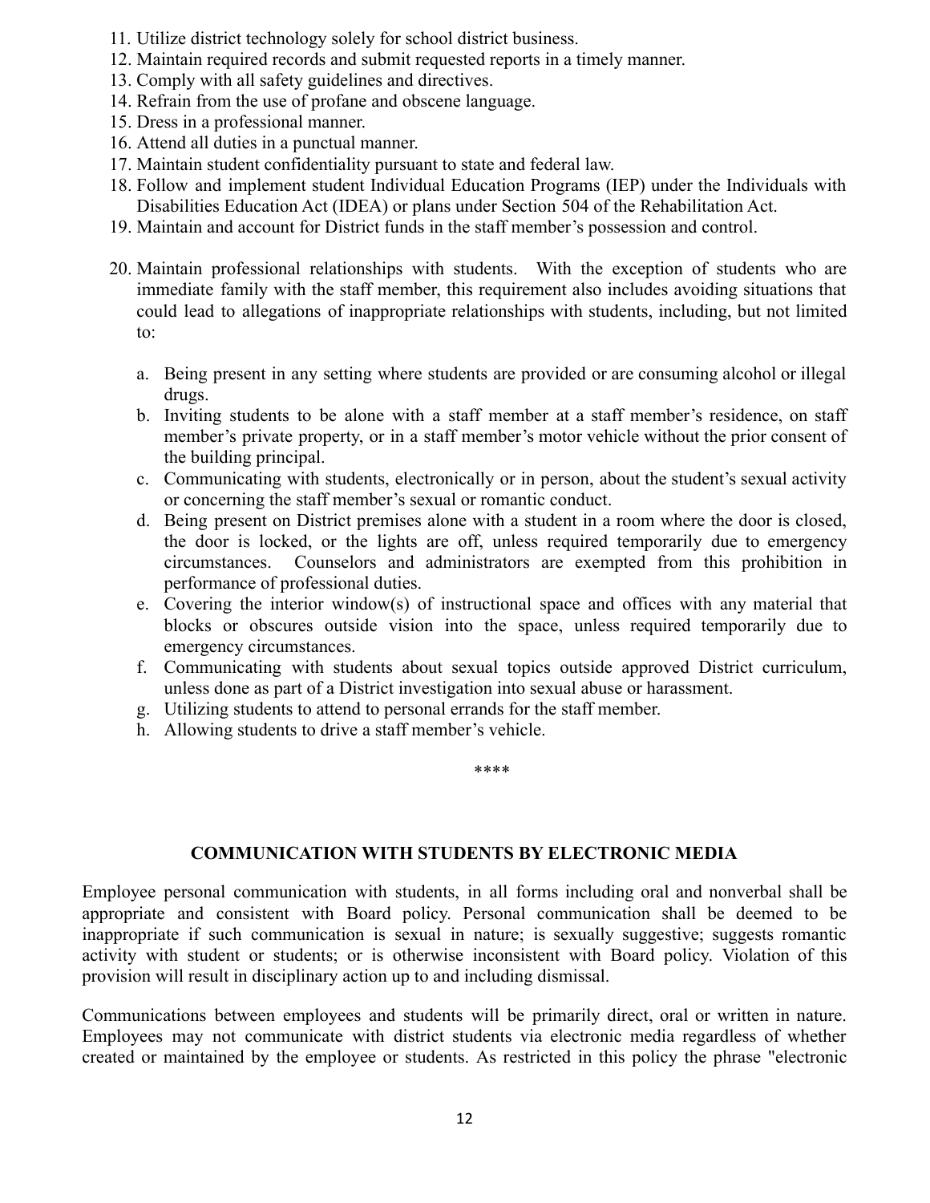11. Utilize district technology solely for school district business.
12. Maintain required records and submit requested reports in a timely manner.
13. Comply with all safety guidelines and directives.
14. Refrain from the use of profane and obscene language.
15. Dress in a professional manner.
16. Attend all duties in a punctual manner.
17. Maintain student confidentiality pursuant to state and federal law.
18. Follow and implement student Individual Education Programs (IEP) under the Individuals with Disabilities Education Act (IDEA) or plans under Section 504 of the Rehabilitation Act.
19. Maintain and account for District funds in the staff member's possession and control.
20. Maintain professional relationships with students. With the exception of students who are immediate family with the staff member, this requirement also includes avoiding situations that could lead to allegations of inappropriate relationships with students, including, but not limited to:

    a. Being present in any setting where students are provided or are consuming alcohol or illegal drugs.
    b. Inviting students to be alone with a staff member at a staff member's residence, on staff member's private property, or in a staff member's motor vehicle without the prior consent of the building principal.
    c. Communicating with students, electronically or in person, about the student's sexual activity or concerning the staff member's sexual or romantic conduct.
    d. Being present on District premises alone with a student in a room where the door is closed, the door is locked, or the lights are off, unless required temporarily due to emergency circumstances. Counselors and administrators are exempted from this prohibition in performance of professional duties.
    e. Covering the interior window(s) of instructional space and offices with any material that blocks or obscures outside vision into the space, unless required temporarily due to emergency circumstances.
    f. Communicating with students about sexual topics outside approved District curriculum, unless done as part of a District investigation into sexual abuse or harassment.
    g. Utilizing students to attend to personal errands for the staff member.
    h. Allowing students to drive a staff member's vehicle.

****

## COMMUNICATION WITH STUDENTS BY ELECTRONIC MEDIA

Employee personal communication with students, in all forms including oral and nonverbal shall be appropriate and consistent with Board policy. Personal communication shall be deemed to be inappropriate if such communication is sexual in nature; is sexually suggestive; suggests romantic activity with student or students; or is otherwise inconsistent with Board policy. Violation of this provision will result in disciplinary action up to and including dismissal.

Communications between employees and students will be primarily direct, oral or written in nature. Employees may not communicate with district students via electronic media regardless of whether created or maintained by the employee or students. As restricted in this policy the phrase "electronic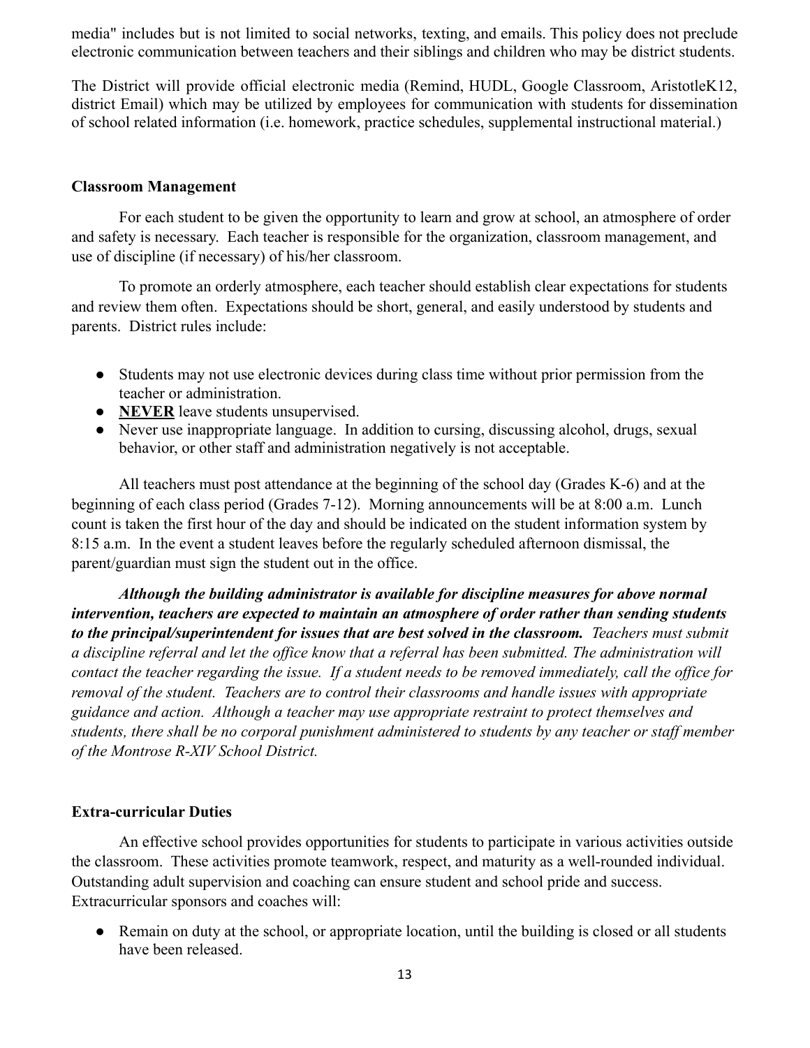media" includes but is not limited to social networks, texting, and emails. This policy does not preclude electronic communication between teachers and their siblings and children who may be district students.

The District will provide official electronic media (Remind, HUDL, Google Classroom, AristotleK12, district Email) which may be utilized by employees for communication with students for dissemination of school related information (i.e. homework, practice schedules, supplemental instructional material.)

**Classroom Management**

For each student to be given the opportunity to learn and grow at school, an atmosphere of order and safety is necessary. Each teacher is responsible for the organization, classroom management, and use of discipline (if necessary) of his/her classroom.

To promote an orderly atmosphere, each teacher should establish clear expectations for students and review them often. Expectations should be short, general, and easily understood by students and parents. District rules include:

- Students may not use electronic devices during class time without prior permission from the teacher or administration.
- **<u>NEVER</u>** leave students unsupervised.
- Never use inappropriate language. In addition to cursing, discussing alcohol, drugs, sexual behavior, or other staff and administration negatively is not acceptable.

All teachers must post attendance at the beginning of the school day (Grades K-6) and at the beginning of each class period (Grades 7-12). Morning announcements will be at 8:00 a.m. Lunch count is taken the first hour of the day and should be indicated on the student information system by 8:15 a.m. In the event a student leaves before the regularly scheduled afternoon dismissal, the parent/guardian must sign the student out in the office.

***Although the building administrator is available for discipline measures for above normal intervention, teachers are expected to maintain an atmosphere of order rather than sending students to the principal/superintendent for issues that are best solved in the classroom.*** *Teachers must submit a discipline referral and let the office know that a referral has been submitted. The administration will contact the teacher regarding the issue. If a student needs to be removed immediately, call the office for removal of the student. Teachers are to control their classrooms and handle issues with appropriate guidance and action. Although a teacher may use appropriate restraint to protect themselves and students, there shall be no corporal punishment administered to students by any teacher or staff member of the Montrose R-XIV School District.*

**Extra-curricular Duties**

An effective school provides opportunities for students to participate in various activities outside the classroom. These activities promote teamwork, respect, and maturity as a well-rounded individual. Outstanding adult supervision and coaching can ensure student and school pride and success. Extracurricular sponsors and coaches will:

- Remain on duty at the school, or appropriate location, until the building is closed or all students have been released.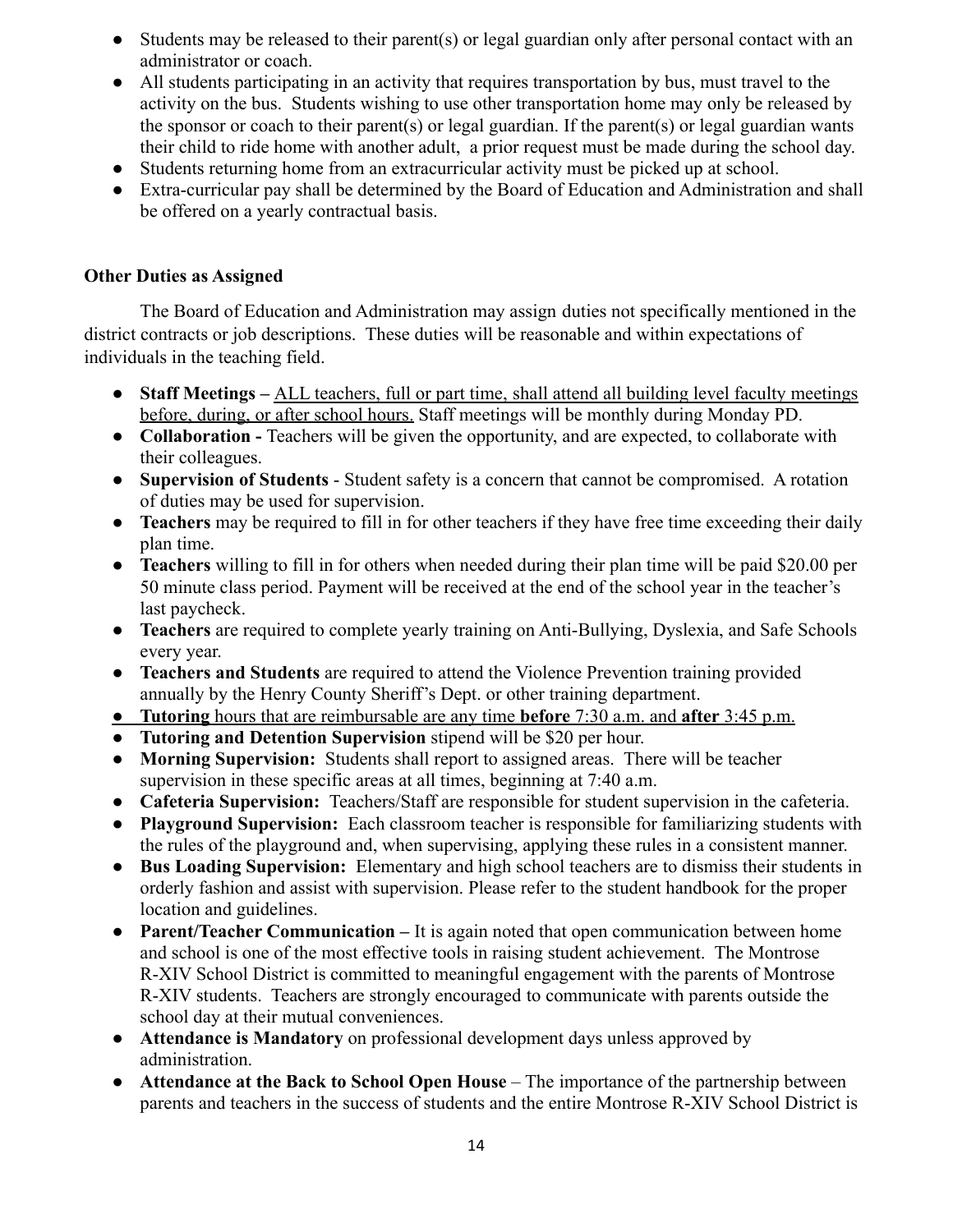- Students may be released to their parent(s) or legal guardian only after personal contact with an administrator or coach.
- All students participating in an activity that requires transportation by bus, must travel to the activity on the bus. Students wishing to use other transportation home may only be released by the sponsor or coach to their parent(s) or legal guardian. If the parent(s) or legal guardian wants their child to ride home with another adult, a prior request must be made during the school day.
- Students returning home from an extracurricular activity must be picked up at school.
- Extra-curricular pay shall be determined by the Board of Education and Administration and shall be offered on a yearly contractual basis.

**Other Duties as Assigned**

The Board of Education and Administration may assign duties not specifically mentioned in the district contracts or job descriptions. These duties will be reasonable and within expectations of individuals in the teaching field.

- **Staff Meetings –** <u>ALL teachers, full or part time, shall attend all building level faculty meetings before, during, or after school hours.</u> Staff meetings will be monthly during Monday PD.
- **Collaboration -** Teachers will be given the opportunity, and are expected, to collaborate with their colleagues.
- **Supervision of Students** - Student safety is a concern that cannot be compromised. A rotation of duties may be used for supervision.
- **Teachers** may be required to fill in for other teachers if they have free time exceeding their daily plan time.
- **Teachers** willing to fill in for others when needed during their plan time will be paid $20.00 per 50 minute class period. Payment will be received at the end of the school year in the teacher's last paycheck.
- **Teachers** are required to complete yearly training on Anti-Bullying, Dyslexia, and Safe Schools every year.
- **Teachers and Students** are required to attend the Violence Prevention training provided annually by the Henry County Sheriff's Dept. or other training department.
- <u>**Tutoring** hours that are reimbursable are any time **before** 7:30 a.m. and **after** 3:45 p.m.</u>
- **Tutoring and Detention Supervision** stipend will be $20 per hour.
- **Morning Supervision:** Students shall report to assigned areas. There will be teacher supervision in these specific areas at all times, beginning at 7:40 a.m.
- **Cafeteria Supervision:** Teachers/Staff are responsible for student supervision in the cafeteria.
- **Playground Supervision:** Each classroom teacher is responsible for familiarizing students with the rules of the playground and, when supervising, applying these rules in a consistent manner.
- **Bus Loading Supervision:** Elementary and high school teachers are to dismiss their students in orderly fashion and assist with supervision. Please refer to the student handbook for the proper location and guidelines.
- **Parent/Teacher Communication –** It is again noted that open communication between home and school is one of the most effective tools in raising student achievement. The Montrose R-XIV School District is committed to meaningful engagement with the parents of Montrose R-XIV students. Teachers are strongly encouraged to communicate with parents outside the school day at their mutual conveniences.
- **Attendance is Mandatory** on professional development days unless approved by administration.
- **Attendance at the Back to School Open House** – The importance of the partnership between parents and teachers in the success of students and the entire Montrose R-XIV School District is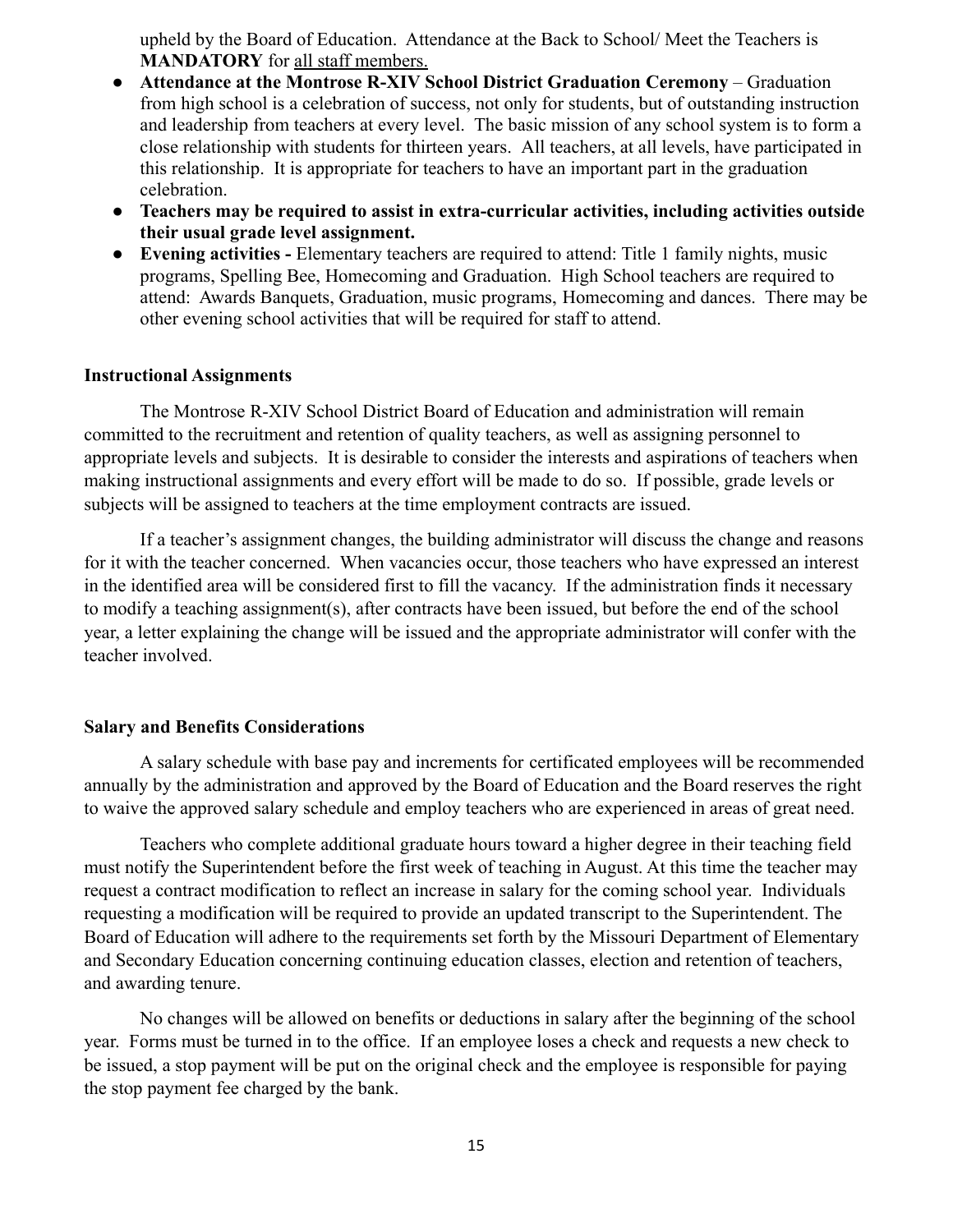upheld by the Board of Education. Attendance at the Back to School/ Meet the Teachers is **MANDATORY** for <u>all staff members.</u>

- **Attendance at the Montrose R-XIV School District Graduation Ceremony** – Graduation from high school is a celebration of success, not only for students, but of outstanding instruction and leadership from teachers at every level. The basic mission of any school system is to form a close relationship with students for thirteen years. All teachers, at all levels, have participated in this relationship. It is appropriate for teachers to have an important part in the graduation celebration.
- **Teachers may be required to assist in extra-curricular activities, including activities outside their usual grade level assignment.**
- **Evening activities -** Elementary teachers are required to attend: Title 1 family nights, music programs, Spelling Bee, Homecoming and Graduation. High School teachers are required to attend: Awards Banquets, Graduation, music programs, Homecoming and dances. There may be other evening school activities that will be required for staff to attend.

**Instructional Assignments**

The Montrose R-XIV School District Board of Education and administration will remain committed to the recruitment and retention of quality teachers, as well as assigning personnel to appropriate levels and subjects. It is desirable to consider the interests and aspirations of teachers when making instructional assignments and every effort will be made to do so. If possible, grade levels or subjects will be assigned to teachers at the time employment contracts are issued.

If a teacher's assignment changes, the building administrator will discuss the change and reasons for it with the teacher concerned. When vacancies occur, those teachers who have expressed an interest in the identified area will be considered first to fill the vacancy. If the administration finds it necessary to modify a teaching assignment(s), after contracts have been issued, but before the end of the school year, a letter explaining the change will be issued and the appropriate administrator will confer with the teacher involved.

**Salary and Benefits Considerations**

A salary schedule with base pay and increments for certificated employees will be recommended annually by the administration and approved by the Board of Education and the Board reserves the right to waive the approved salary schedule and employ teachers who are experienced in areas of great need.

Teachers who complete additional graduate hours toward a higher degree in their teaching field must notify the Superintendent before the first week of teaching in August. At this time the teacher may request a contract modification to reflect an increase in salary for the coming school year. Individuals requesting a modification will be required to provide an updated transcript to the Superintendent. The Board of Education will adhere to the requirements set forth by the Missouri Department of Elementary and Secondary Education concerning continuing education classes, election and retention of teachers, and awarding tenure.

No changes will be allowed on benefits or deductions in salary after the beginning of the school year. Forms must be turned in to the office. If an employee loses a check and requests a new check to be issued, a stop payment will be put on the original check and the employee is responsible for paying the stop payment fee charged by the bank.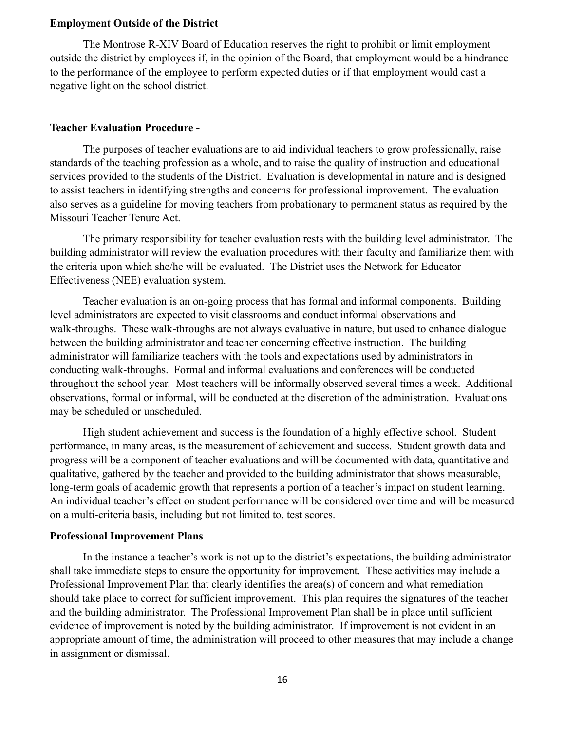**Employment Outside of the District**

The Montrose R-XIV Board of Education reserves the right to prohibit or limit employment outside the district by employees if, in the opinion of the Board, that employment would be a hindrance to the performance of the employee to perform expected duties or if that employment would cast a negative light on the school district.

**Teacher Evaluation Procedure -**

The purposes of teacher evaluations are to aid individual teachers to grow professionally, raise standards of the teaching profession as a whole, and to raise the quality of instruction and educational services provided to the students of the District. Evaluation is developmental in nature and is designed to assist teachers in identifying strengths and concerns for professional improvement. The evaluation also serves as a guideline for moving teachers from probationary to permanent status as required by the Missouri Teacher Tenure Act.

The primary responsibility for teacher evaluation rests with the building level administrator. The building administrator will review the evaluation procedures with their faculty and familiarize them with the criteria upon which she/he will be evaluated. The District uses the Network for Educator Effectiveness (NEE) evaluation system.

Teacher evaluation is an on-going process that has formal and informal components. Building level administrators are expected to visit classrooms and conduct informal observations and walk-throughs. These walk-throughs are not always evaluative in nature, but used to enhance dialogue between the building administrator and teacher concerning effective instruction. The building administrator will familiarize teachers with the tools and expectations used by administrators in conducting walk-throughs. Formal and informal evaluations and conferences will be conducted throughout the school year. Most teachers will be informally observed several times a week. Additional observations, formal or informal, will be conducted at the discretion of the administration. Evaluations may be scheduled or unscheduled.

High student achievement and success is the foundation of a highly effective school. Student performance, in many areas, is the measurement of achievement and success. Student growth data and progress will be a component of teacher evaluations and will be documented with data, quantitative and qualitative, gathered by the teacher and provided to the building administrator that shows measurable, long-term goals of academic growth that represents a portion of a teacher's impact on student learning. An individual teacher's effect on student performance will be considered over time and will be measured on a multi-criteria basis, including but not limited to, test scores.

**Professional Improvement Plans**

In the instance a teacher's work is not up to the district's expectations, the building administrator shall take immediate steps to ensure the opportunity for improvement. These activities may include a Professional Improvement Plan that clearly identifies the area(s) of concern and what remediation should take place to correct for sufficient improvement. This plan requires the signatures of the teacher and the building administrator. The Professional Improvement Plan shall be in place until sufficient evidence of improvement is noted by the building administrator. If improvement is not evident in an appropriate amount of time, the administration will proceed to other measures that may include a change in assignment or dismissal.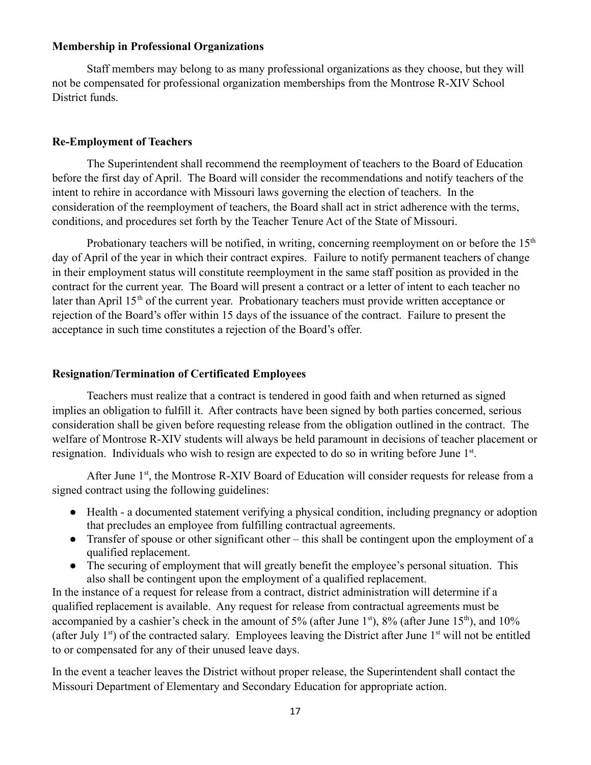### Membership in Professional Organizations

Staff members may belong to as many professional organizations as they choose, but they will not be compensated for professional organization memberships from the Montrose R-XIV School District funds.

### Re-Employment of Teachers

The Superintendent shall recommend the reemployment of teachers to the Board of Education before the first day of April. The Board will consider the recommendations and notify teachers of the intent to rehire in accordance with Missouri laws governing the election of teachers. In the consideration of the reemployment of teachers, the Board shall act in strict adherence with the terms, conditions, and procedures set forth by the Teacher Tenure Act of the State of Missouri.

Probationary teachers will be notified, in writing, concerning reemployment on or before the 15th day of April of the year in which their contract expires. Failure to notify permanent teachers of change in their employment status will constitute reemployment in the same staff position as provided in the contract for the current year. The Board will present a contract or a letter of intent to each teacher no later than April 15th of the current year. Probationary teachers must provide written acceptance or rejection of the Board's offer within 15 days of the issuance of the contract. Failure to present the acceptance in such time constitutes a rejection of the Board's offer.

### Resignation/Termination of Certificated Employees

Teachers must realize that a contract is tendered in good faith and when returned as signed implies an obligation to fulfill it. After contracts have been signed by both parties concerned, serious consideration shall be given before requesting release from the obligation outlined in the contract. The welfare of Montrose R-XIV students will always be held paramount in decisions of teacher placement or resignation. Individuals who wish to resign are expected to do so in writing before June 1st.

After June 1st, the Montrose R-XIV Board of Education will consider requests for release from a signed contract using the following guidelines:

- Health - a documented statement verifying a physical condition, including pregnancy or adoption that precludes an employee from fulfilling contractual agreements.
- Transfer of spouse or other significant other – this shall be contingent upon the employment of a qualified replacement.
- The securing of employment that will greatly benefit the employee's personal situation. This also shall be contingent upon the employment of a qualified replacement.

In the instance of a request for release from a contract, district administration will determine if a qualified replacement is available. Any request for release from contractual agreements must be accompanied by a cashier's check in the amount of 5% (after June 1st), 8% (after June 15th), and 10% (after July 1st) of the contracted salary. Employees leaving the District after June 1st will not be entitled to or compensated for any of their unused leave days.

In the event a teacher leaves the District without proper release, the Superintendent shall contact the Missouri Department of Elementary and Secondary Education for appropriate action.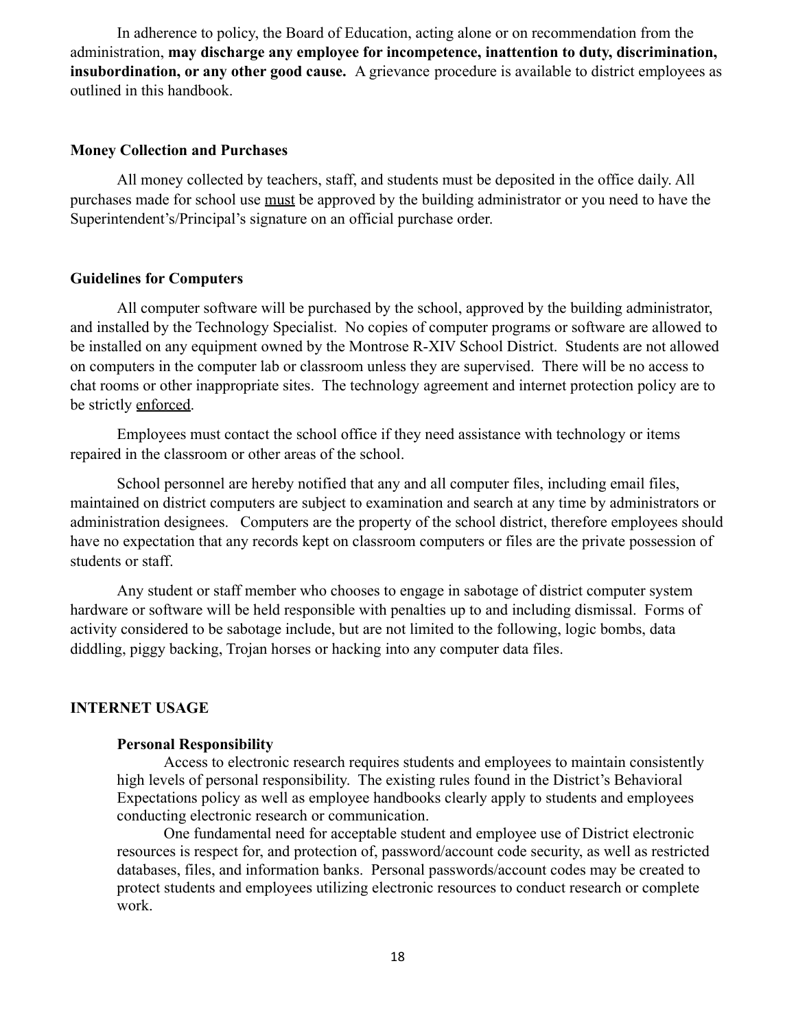In adherence to policy, the Board of Education, acting alone or on recommendation from the administration, **may discharge any employee for incompetence, inattention to duty, discrimination, insubordination, or any other good cause.** A grievance procedure is available to district employees as outlined in this handbook.

### Money Collection and Purchases

All money collected by teachers, staff, and students must be deposited in the office daily. All purchases made for school use <u>must</u> be approved by the building administrator or you need to have the Superintendent's/Principal's signature on an official purchase order.

### Guidelines for Computers

All computer software will be purchased by the school, approved by the building administrator, and installed by the Technology Specialist. No copies of computer programs or software are allowed to be installed on any equipment owned by the Montrose R-XIV School District. Students are not allowed on computers in the computer lab or classroom unless they are supervised. There will be no access to chat rooms or other inappropriate sites. The technology agreement and internet protection policy are to be strictly <u>enforced</u>.

Employees must contact the school office if they need assistance with technology or items repaired in the classroom or other areas of the school.

School personnel are hereby notified that any and all computer files, including email files, maintained on district computers are subject to examination and search at any time by administrators or administration designees. Computers are the property of the school district, therefore employees should have no expectation that any records kept on classroom computers or files are the private possession of students or staff.

Any student or staff member who chooses to engage in sabotage of district computer system hardware or software will be held responsible with penalties up to and including dismissal. Forms of activity considered to be sabotage include, but are not limited to the following, logic bombs, data diddling, piggy backing, Trojan horses or hacking into any computer data files.

## INTERNET USAGE

### Personal Responsibility

Access to electronic research requires students and employees to maintain consistently high levels of personal responsibility. The existing rules found in the District's Behavioral Expectations policy as well as employee handbooks clearly apply to students and employees conducting electronic research or communication.

One fundamental need for acceptable student and employee use of District electronic resources is respect for, and protection of, password/account code security, as well as restricted databases, files, and information banks. Personal passwords/account codes may be created to protect students and employees utilizing electronic resources to conduct research or complete work.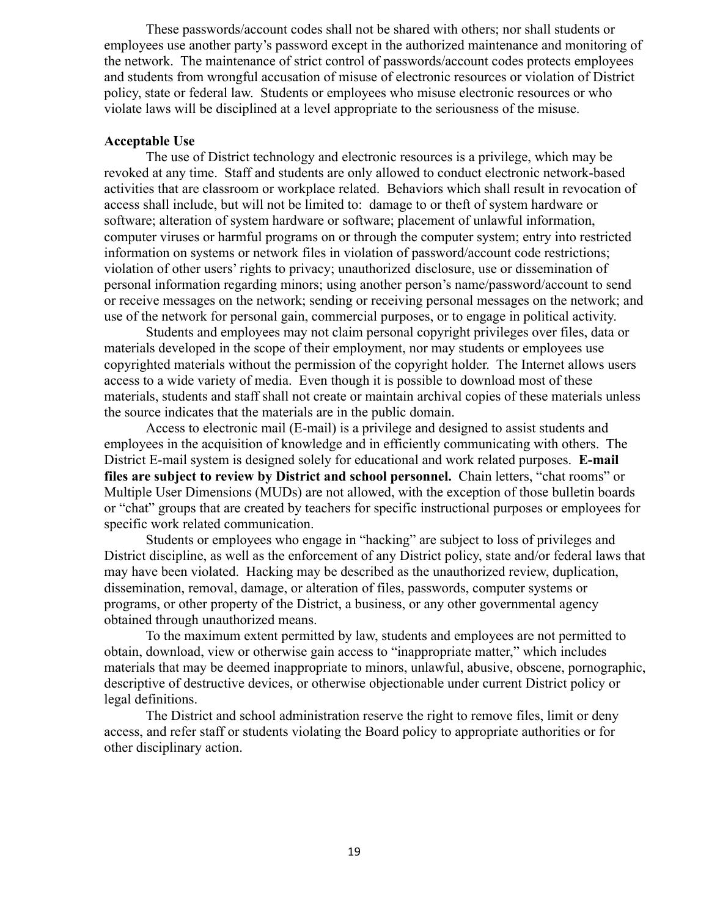These passwords/account codes shall not be shared with others; nor shall students or employees use another party's password except in the authorized maintenance and monitoring of the network. The maintenance of strict control of passwords/account codes protects employees and students from wrongful accusation of misuse of electronic resources or violation of District policy, state or federal law. Students or employees who misuse electronic resources or who violate laws will be disciplined at a level appropriate to the seriousness of the misuse.

**Acceptable Use**

The use of District technology and electronic resources is a privilege, which may be revoked at any time. Staff and students are only allowed to conduct electronic network-based activities that are classroom or workplace related. Behaviors which shall result in revocation of access shall include, but will not be limited to: damage to or theft of system hardware or software; alteration of system hardware or software; placement of unlawful information, computer viruses or harmful programs on or through the computer system; entry into restricted information on systems or network files in violation of password/account code restrictions; violation of other users' rights to privacy; unauthorized disclosure, use or dissemination of personal information regarding minors; using another person's name/password/account to send or receive messages on the network; sending or receiving personal messages on the network; and use of the network for personal gain, commercial purposes, or to engage in political activity.

Students and employees may not claim personal copyright privileges over files, data or materials developed in the scope of their employment, nor may students or employees use copyrighted materials without the permission of the copyright holder. The Internet allows users access to a wide variety of media. Even though it is possible to download most of these materials, students and staff shall not create or maintain archival copies of these materials unless the source indicates that the materials are in the public domain.

Access to electronic mail (E-mail) is a privilege and designed to assist students and employees in the acquisition of knowledge and in efficiently communicating with others. The District E-mail system is designed solely for educational and work related purposes. **E-mail files are subject to review by District and school personnel.** Chain letters, "chat rooms" or Multiple User Dimensions (MUDs) are not allowed, with the exception of those bulletin boards or "chat" groups that are created by teachers for specific instructional purposes or employees for specific work related communication.

Students or employees who engage in "hacking" are subject to loss of privileges and District discipline, as well as the enforcement of any District policy, state and/or federal laws that may have been violated. Hacking may be described as the unauthorized review, duplication, dissemination, removal, damage, or alteration of files, passwords, computer systems or programs, or other property of the District, a business, or any other governmental agency obtained through unauthorized means.

To the maximum extent permitted by law, students and employees are not permitted to obtain, download, view or otherwise gain access to "inappropriate matter," which includes materials that may be deemed inappropriate to minors, unlawful, abusive, obscene, pornographic, descriptive of destructive devices, or otherwise objectionable under current District policy or legal definitions.

The District and school administration reserve the right to remove files, limit or deny access, and refer staff or students violating the Board policy to appropriate authorities or for other disciplinary action.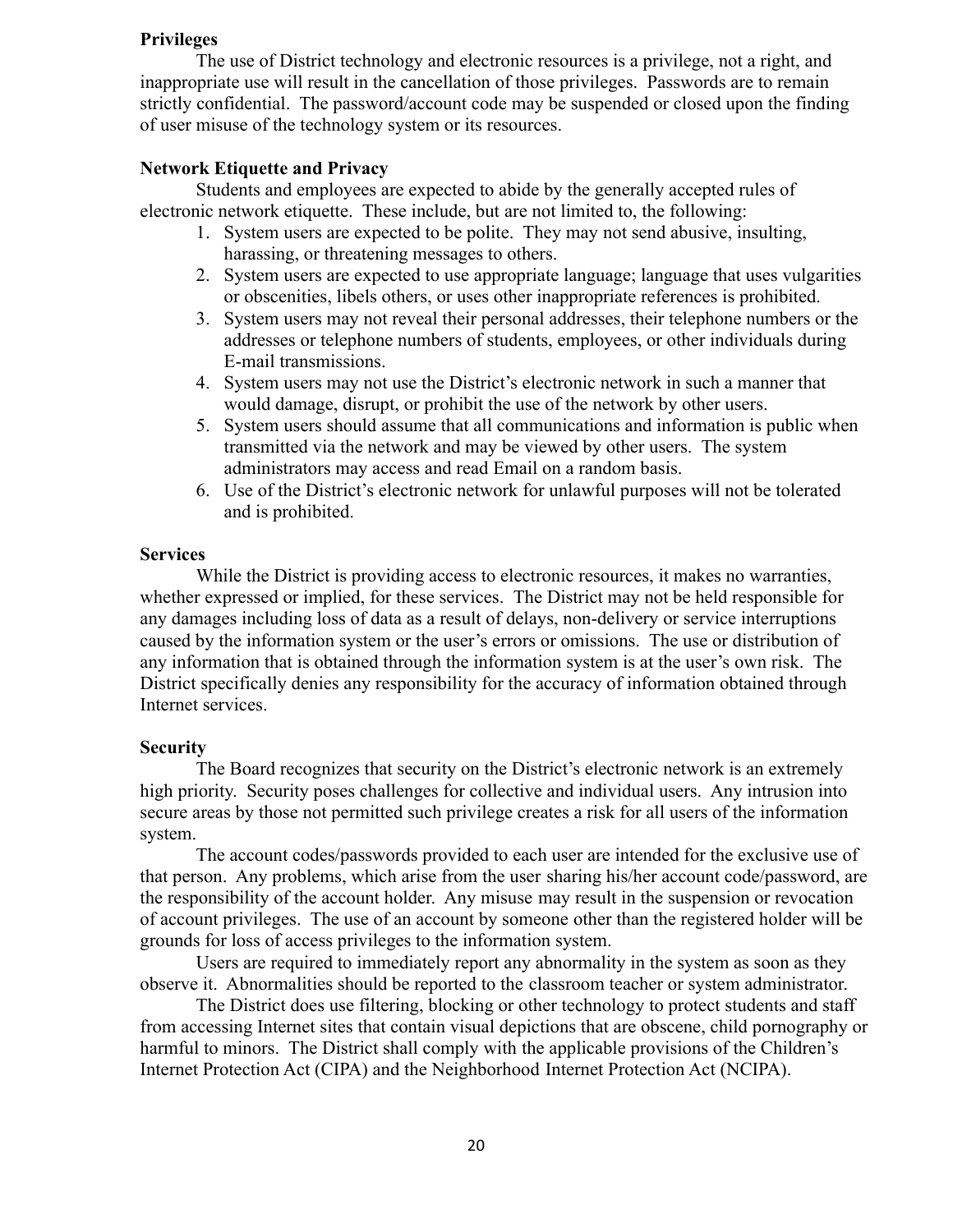**Privileges**

The use of District technology and electronic resources is a privilege, not a right, and inappropriate use will result in the cancellation of those privileges. Passwords are to remain strictly confidential. The password/account code may be suspended or closed upon the finding of user misuse of the technology system or its resources.

**Network Etiquette and Privacy**

Students and employees are expected to abide by the generally accepted rules of electronic network etiquette. These include, but are not limited to, the following:

1. System users are expected to be polite. They may not send abusive, insulting, harassing, or threatening messages to others.
2. System users are expected to use appropriate language; language that uses vulgarities or obscenities, libels others, or uses other inappropriate references is prohibited.
3. System users may not reveal their personal addresses, their telephone numbers or the addresses or telephone numbers of students, employees, or other individuals during E-mail transmissions.
4. System users may not use the District's electronic network in such a manner that would damage, disrupt, or prohibit the use of the network by other users.
5. System users should assume that all communications and information is public when transmitted via the network and may be viewed by other users. The system administrators may access and read Email on a random basis.
6. Use of the District's electronic network for unlawful purposes will not be tolerated and is prohibited.

**Services**

While the District is providing access to electronic resources, it makes no warranties, whether expressed or implied, for these services. The District may not be held responsible for any damages including loss of data as a result of delays, non-delivery or service interruptions caused by the information system or the user's errors or omissions. The use or distribution of any information that is obtained through the information system is at the user's own risk. The District specifically denies any responsibility for the accuracy of information obtained through Internet services.

**Security**

The Board recognizes that security on the District's electronic network is an extremely high priority. Security poses challenges for collective and individual users. Any intrusion into secure areas by those not permitted such privilege creates a risk for all users of the information system.

The account codes/passwords provided to each user are intended for the exclusive use of that person. Any problems, which arise from the user sharing his/her account code/password, are the responsibility of the account holder. Any misuse may result in the suspension or revocation of account privileges. The use of an account by someone other than the registered holder will be grounds for loss of access privileges to the information system.

Users are required to immediately report any abnormality in the system as soon as they observe it. Abnormalities should be reported to the classroom teacher or system administrator.

The District does use filtering, blocking or other technology to protect students and staff from accessing Internet sites that contain visual depictions that are obscene, child pornography or harmful to minors. The District shall comply with the applicable provisions of the Children's Internet Protection Act (CIPA) and the Neighborhood Internet Protection Act (NCIPA).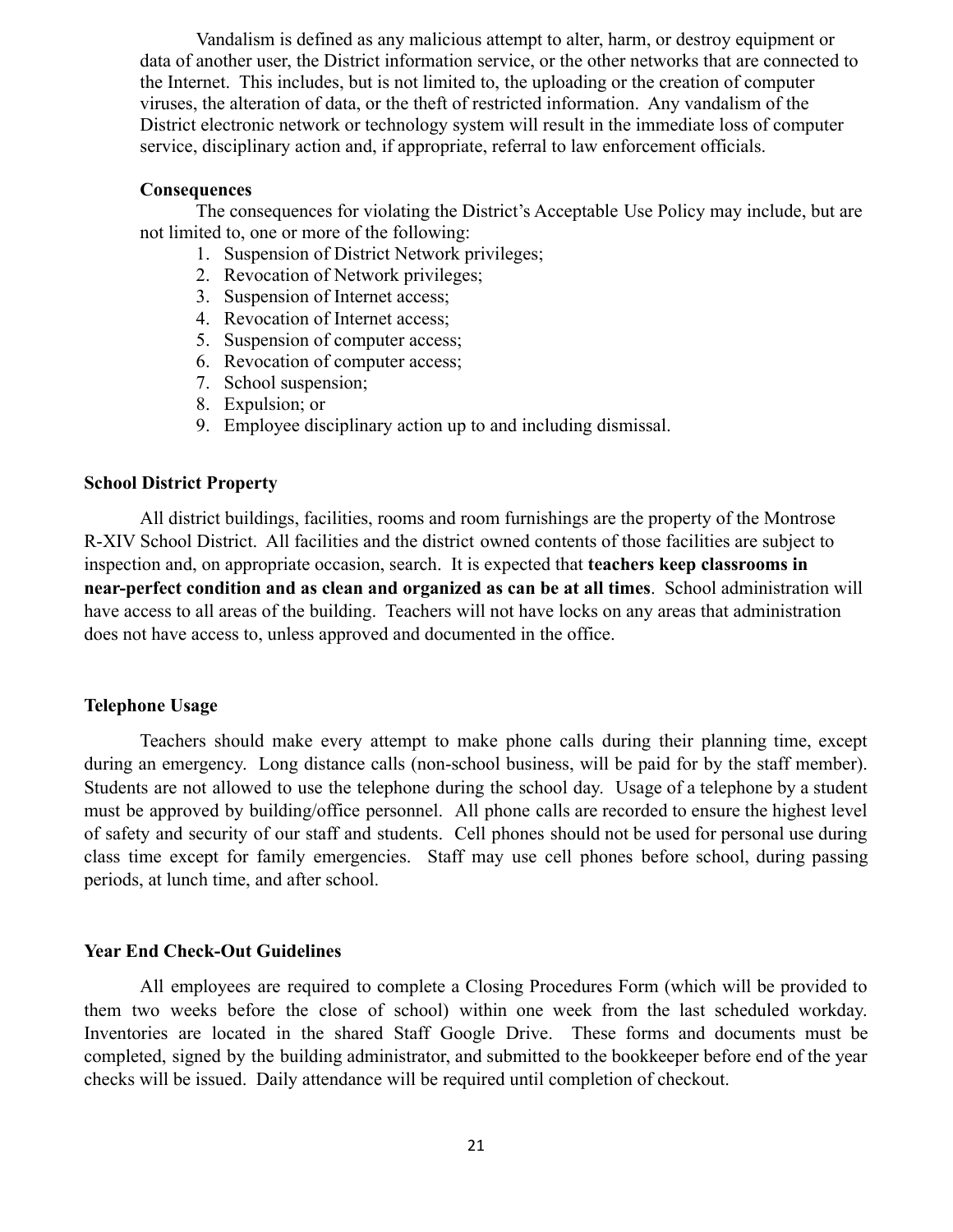Vandalism is defined as any malicious attempt to alter, harm, or destroy equipment or data of another user, the District information service, or the other networks that are connected to the Internet. This includes, but is not limited to, the uploading or the creation of computer viruses, the alteration of data, or the theft of restricted information. Any vandalism of the District electronic network or technology system will result in the immediate loss of computer service, disciplinary action and, if appropriate, referral to law enforcement officials.

**Consequences**

The consequences for violating the District's Acceptable Use Policy may include, but are not limited to, one or more of the following:

1. Suspension of District Network privileges;
2. Revocation of Network privileges;
3. Suspension of Internet access;
4. Revocation of Internet access;
5. Suspension of computer access;
6. Revocation of computer access;
7. School suspension;
8. Expulsion; or
9. Employee disciplinary action up to and including dismissal.

**School District Property**

All district buildings, facilities, rooms and room furnishings are the property of the Montrose R-XIV School District. All facilities and the district owned contents of those facilities are subject to inspection and, on appropriate occasion, search. It is expected that **teachers keep classrooms in near-perfect condition and as clean and organized as can be at all times**. School administration will have access to all areas of the building. Teachers will not have locks on any areas that administration does not have access to, unless approved and documented in the office.

**Telephone Usage**

Teachers should make every attempt to make phone calls during their planning time, except during an emergency. Long distance calls (non-school business, will be paid for by the staff member). Students are not allowed to use the telephone during the school day. Usage of a telephone by a student must be approved by building/office personnel. All phone calls are recorded to ensure the highest level of safety and security of our staff and students. Cell phones should not be used for personal use during class time except for family emergencies. Staff may use cell phones before school, during passing periods, at lunch time, and after school.

**Year End Check-Out Guidelines**

All employees are required to complete a Closing Procedures Form (which will be provided to them two weeks before the close of school) within one week from the last scheduled workday. Inventories are located in the shared Staff Google Drive. These forms and documents must be completed, signed by the building administrator, and submitted to the bookkeeper before end of the year checks will be issued. Daily attendance will be required until completion of checkout.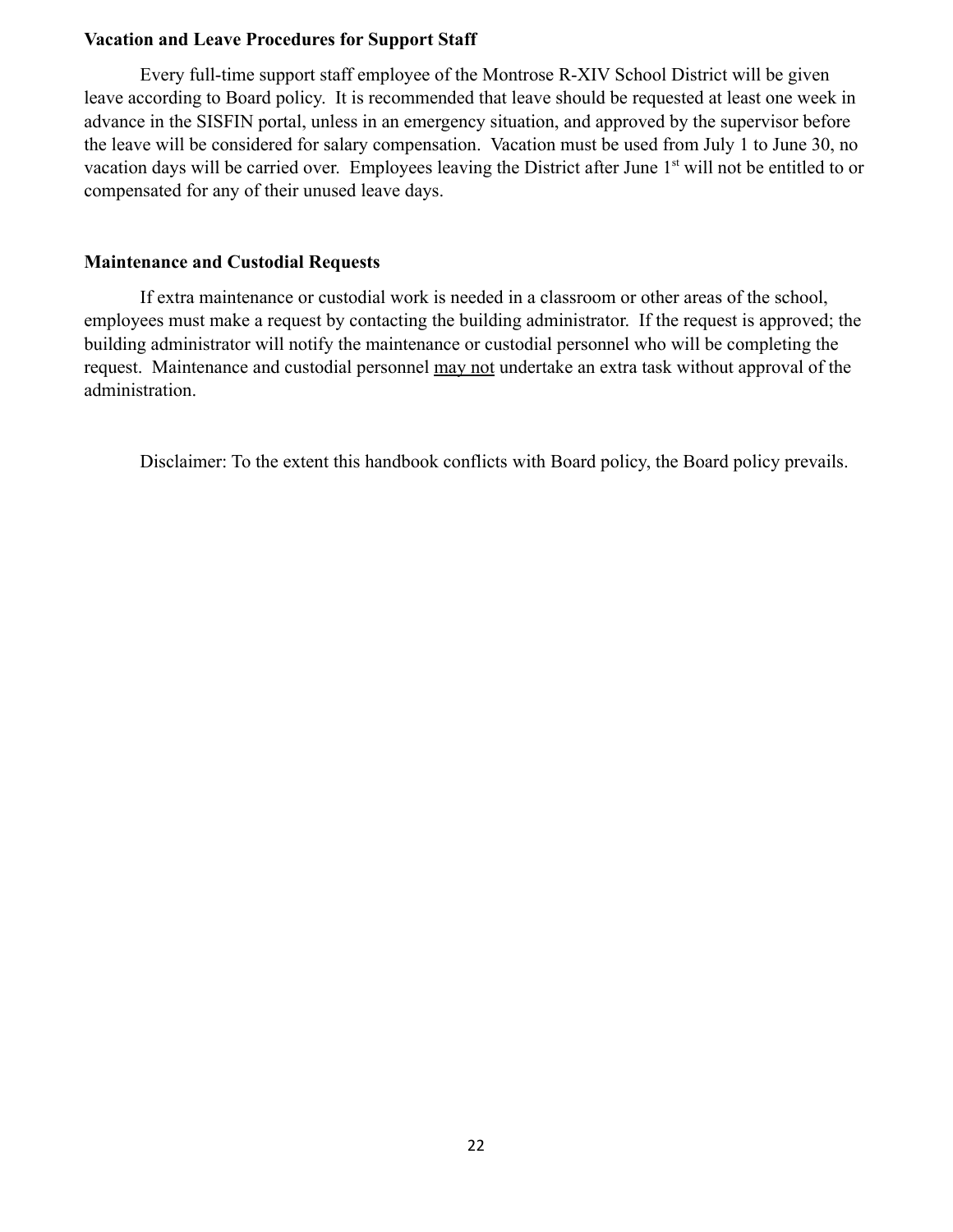**Vacation and Leave Procedures for Support Staff**

Every full-time support staff employee of the Montrose R-XIV School District will be given leave according to Board policy. It is recommended that leave should be requested at least one week in advance in the SISFIN portal, unless in an emergency situation, and approved by the supervisor before the leave will be considered for salary compensation. Vacation must be used from July 1 to June 30, no vacation days will be carried over. Employees leaving the District after June 1st will not be entitled to or compensated for any of their unused leave days.

**Maintenance and Custodial Requests**

If extra maintenance or custodial work is needed in a classroom or other areas of the school, employees must make a request by contacting the building administrator. If the request is approved; the building administrator will notify the maintenance or custodial personnel who will be completing the request. Maintenance and custodial personnel <u>may not</u> undertake an extra task without approval of the administration.

Disclaimer: To the extent this handbook conflicts with Board policy, the Board policy prevails.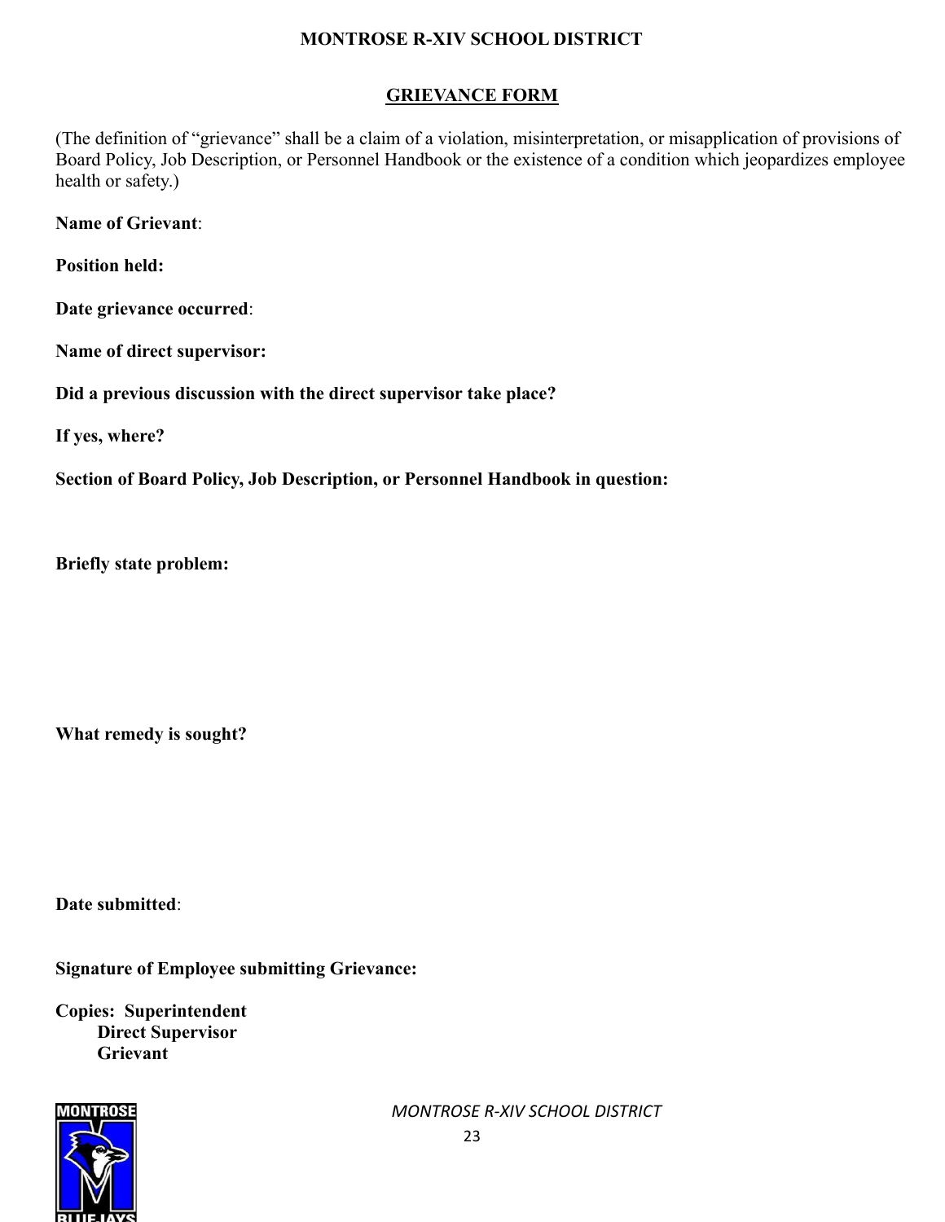# MONTROSE R-XIV SCHOOL DISTRICT

## GRIEVANCE FORM

(The definition of "grievance" shall be a claim of a violation, misinterpretation, or misapplication of provisions of Board Policy, Job Description, or Personnel Handbook or the existence of a condition which jeopardizes employee health or safety.)

**Name of Grievant**:

**Position held:**

**Date grievance occurred**:

**Name of direct supervisor:**

**Did a previous discussion with the direct supervisor take place?**

**If yes, where?**

**Section of Board Policy, Job Description, or Personnel Handbook in question:**

**Briefly state problem:**

**What remedy is sought?**

**Date submitted**:

**Signature of Employee submitting Grievance:**

**Copies: Superintendent**
**Direct Supervisor**
**Grievant**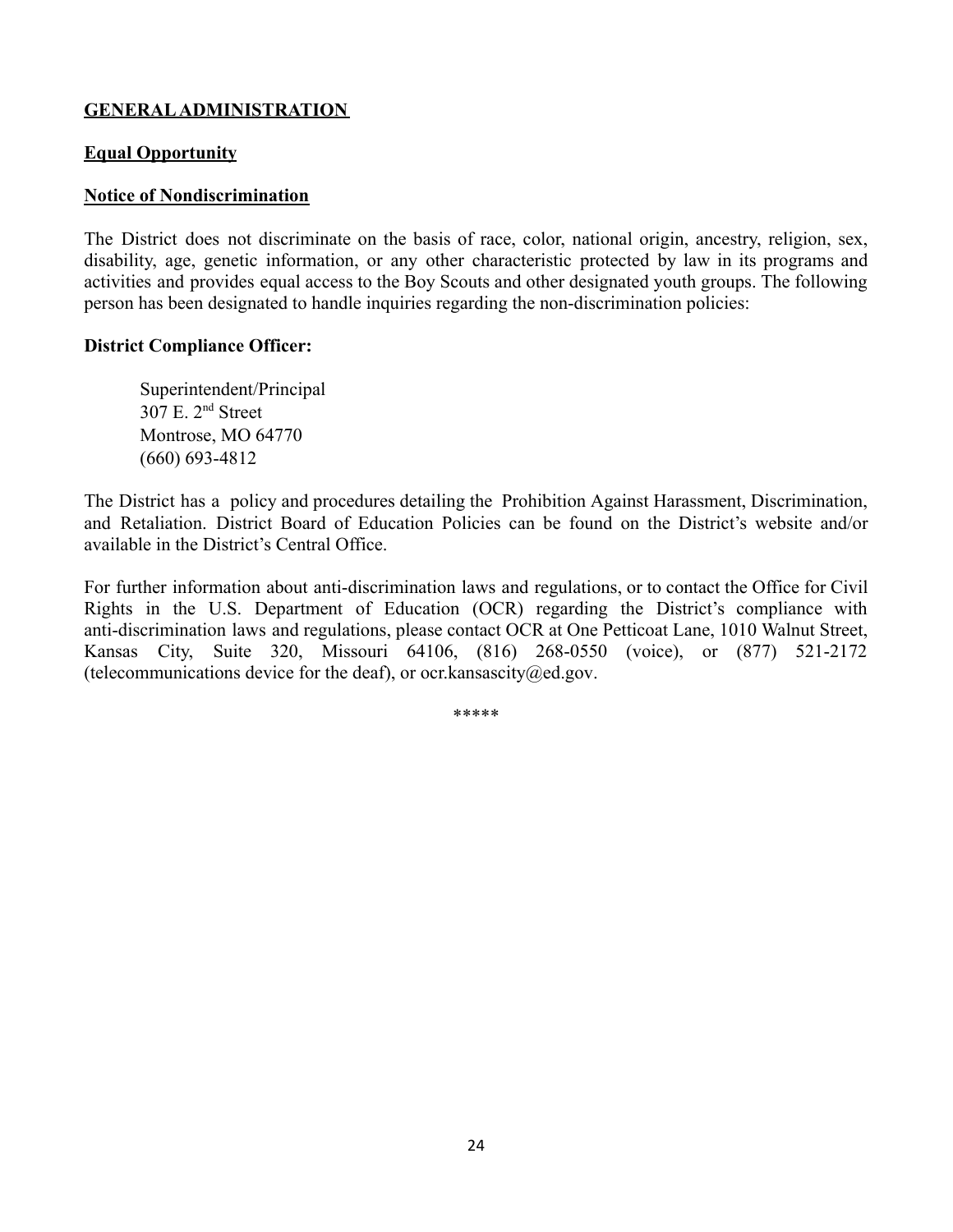## **GENERAL ADMINISTRATION**

### **Equal Opportunity**

### **Notice of Nondiscrimination**

The District does not discriminate on the basis of race, color, national origin, ancestry, religion, sex, disability, age, genetic information, or any other characteristic protected by law in its programs and activities and provides equal access to the Boy Scouts and other designated youth groups. The following person has been designated to handle inquiries regarding the non-discrimination policies:

**District Compliance Officer:**

> Superintendent/Principal
> 307 E. 2nd Street
> Montrose, MO 64770
> (660) 693-4812

The District has a policy and procedures detailing the Prohibition Against Harassment, Discrimination, and Retaliation. District Board of Education Policies can be found on the District's website and/or available in the District's Central Office.

For further information about anti-discrimination laws and regulations, or to contact the Office for Civil Rights in the U.S. Department of Education (OCR) regarding the District's compliance with anti-discrimination laws and regulations, please contact OCR at One Petticoat Lane, 1010 Walnut Street, Kansas City, Suite 320, Missouri 64106, (816) 268-0550 (voice), or (877) 521-2172 (telecommunications device for the deaf), or ocr.kansascity@ed.gov.

*****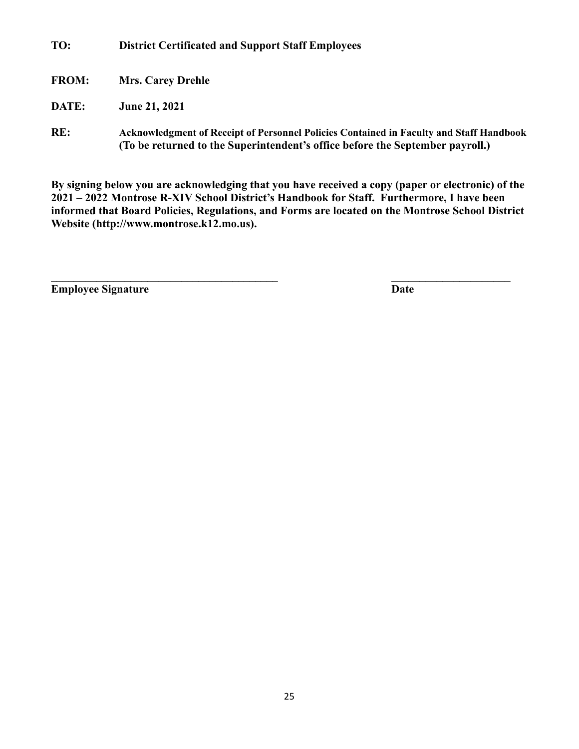**TO:** **District Certificated and Support Staff Employees**

**FROM:** **Mrs. Carey Drehle**

**DATE:** **June 21, 2021**

**RE:** **Acknowledgment of Receipt of Personnel Policies Contained in Faculty and Staff Handbook (To be returned to the Superintendent's office before the September payroll.)**

**By signing below you are acknowledging that you have received a copy (paper or electronic) of the 2021 – 2022 Montrose R-XIV School District's Handbook for Staff. Furthermore, I have been informed that Board Policies, Regulations, and Forms are located on the Montrose School District Website (http://www.montrose.k12.mo.us).**

**_________________________________________** **_____________________**

**Employee Signature** **Date**